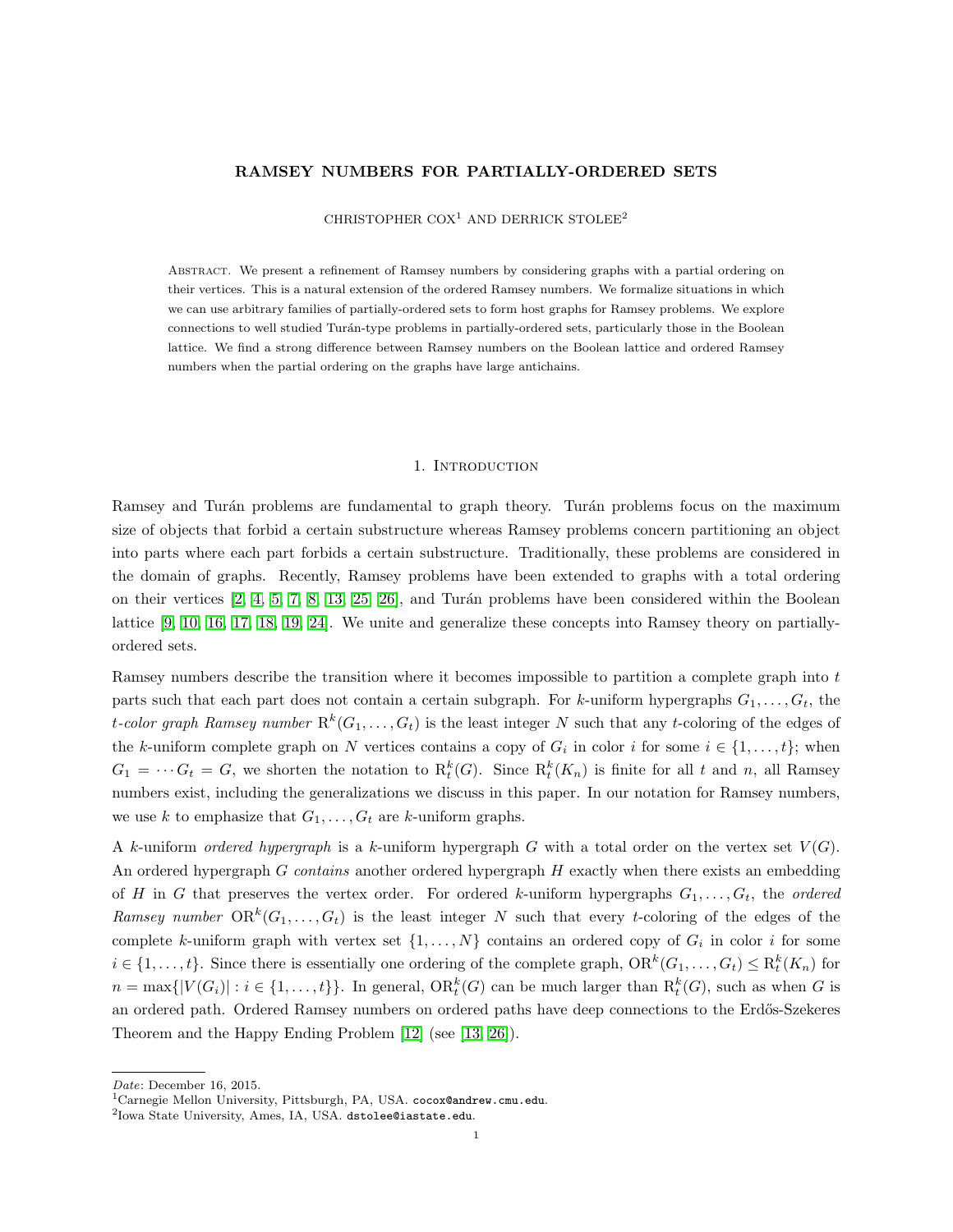# RAMSEY NUMBERS FOR PARTIALLY-ORDERED SETS

CHRISTOPHER COX[1] AND DERRICK STOLEE[2]

ABSTRACT. We present a refinement of Ramsey numbers by considering graphs with a partial ordering on their vertices. This is a natural extension of the ordered Ramsey numbers. We formalize situations in which we can use arbitrary families of partially-ordered sets to form host graphs for Ramsey problems. We explore connections to well studied Turán-type problems in partially-ordered sets, particularly those in the Boolean lattice. We find a strong difference between Ramsey numbers on the Boolean lattice and ordered Ramsey numbers when the partial ordering on the graphs have large antichains.

## 1. Introduction

Ramsey and Turán problems are fundamental to graph theory. Turán problems focus on the maximum size of objects that forbid a certain substructure whereas Ramsey problems concern partitioning an object into parts where each part forbids a certain substructure. Traditionally, these problems are considered in the domain of graphs. Recently, Ramsey problems have been extended to graphs with a total ordering on their vertices [2, 4, 5, 7, 8, 13, 25, 26], and Turán problems have been considered within the Boolean lattice [9, 10, 16, 17, 18, 19, 24]. We unite and generalize these concepts into Ramsey theory on partially-ordered sets.

Ramsey numbers describe the transition where it becomes impossible to partition a complete graph into $t$ parts such that each part does not contain a certain subgraph. For $k$-uniform hypergraphs $G_1, \dots, G_t$, the *t-color graph Ramsey number* $\mathrm{R}^k(G_1, \dots, G_t)$ is the least integer $N$ such that any $t$-coloring of the edges of the $k$-uniform complete graph on $N$ vertices contains a copy of $G_i$ in color $i$ for some $i \in \{1, \dots, t\}$; when $G_1 = \cdots G_t = G$, we shorten the notation to $\mathrm{R}^k_t(G)$. Since $\mathrm{R}^k_t(K_n)$ is finite for all $t$ and $n$, all Ramsey numbers exist, including the generalizations we discuss in this paper. In our notation for Ramsey numbers, we use $k$ to emphasize that $G_1, \dots, G_t$ are $k$-uniform graphs.

A $k$-uniform *ordered hypergraph* is a $k$-uniform hypergraph $G$ with a total order on the vertex set $V(G)$. An ordered hypergraph $G$ *contains* another ordered hypergraph $H$ exactly when there exists an embedding of $H$ in $G$ that preserves the vertex order. For ordered $k$-uniform hypergraphs $G_1, \dots, G_t$, the *ordered Ramsey number* $\mathrm{OR}^k(G_1, \dots, G_t)$ is the least integer $N$ such that every $t$-coloring of the edges of the complete $k$-uniform graph with vertex set $\{1, \dots, N\}$ contains an ordered copy of $G_i$ in color $i$ for some $i \in \{1, \dots, t\}$. Since there is essentially one ordering of the complete graph, $\mathrm{OR}^k(G_1, \dots, G_t) \leq \mathrm{R}^k_t(K_n)$ for $n = \max\{|V(G_i)| : i \in \{1, \dots, t\}\}$. In general, $\mathrm{OR}^k_t(G)$ can be much larger than $\mathrm{R}^k_t(G)$, such as when $G$ is an ordered path. Ordered Ramsey numbers on ordered paths have deep connections to the Erdős-Szekeres Theorem and the Happy Ending Problem [12] (see [13, 26]).

---

*Date*: December 16, 2015.

[1]Carnegie Mellon University, Pittsburgh, PA, USA. cocox@andrew.cmu.edu.

[2]Iowa State University, Ames, IA, USA. dstolee@iastate.edu.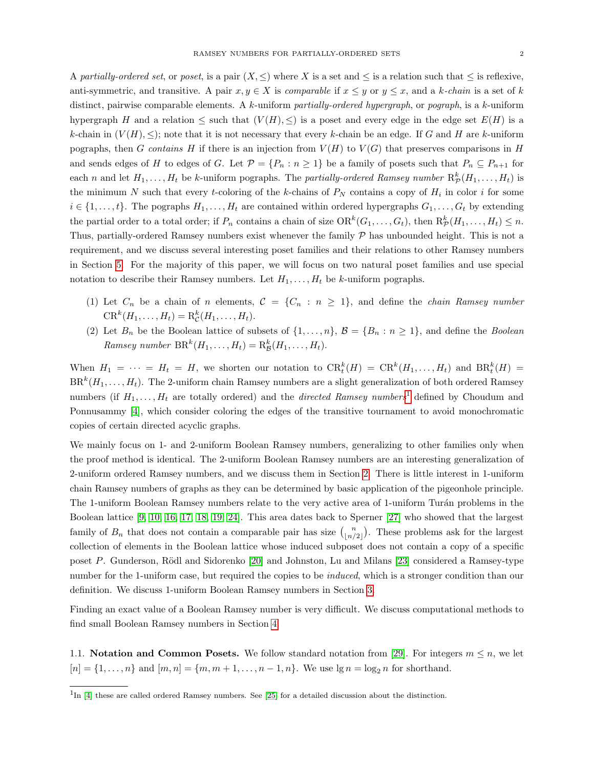A *partially-ordered set*, or *poset*, is a pair $(X, \leq)$ where $X$ is a set and $\leq$ is a relation such that $\leq$ is reflexive, anti-symmetric, and transitive. A pair $x, y \in X$ is *comparable* if $x \leq y$ or $y \leq x$, and a $k$-*chain* is a set of $k$ distinct, pairwise comparable elements. A $k$-uniform *partially-ordered hypergraph*, or *pograph*, is a $k$-uniform hypergraph $H$ and a relation $\leq$ such that $(V(H), \leq)$ is a poset and every edge in the edge set $E(H)$ is a $k$-chain in $(V(H), \leq)$; note that it is not necessary that every $k$-chain be an edge. If $G$ and $H$ are $k$-uniform pographs, then $G$ *contains* $H$ if there is an injection from $V(H)$ to $V(G)$ that preserves comparisons in $H$ and sends edges of $H$ to edges of $G$. Let $\mathcal{P} = \{P_n : n \geq 1\}$ be a family of posets such that $P_n \subseteq P_{n+1}$ for each $n$ and let $H_1, \ldots, H_t$ be $k$-uniform pographs. The *partially-ordered Ramsey number* $\mathrm{R}^k_{\mathcal{P}}(H_1, \ldots, H_t)$ is the minimum $N$ such that every $t$-coloring of the $k$-chains of $P_N$ contains a copy of $H_i$ in color $i$ for some $i \in \{1, \ldots, t\}$. The pographs $H_1, \ldots, H_t$ are contained within ordered hypergraphs $G_1, \ldots, G_t$ by extending the partial order to a total order; if $P_n$ contains a chain of size $\mathrm{OR}^k(G_1, \ldots, G_t)$, then $\mathrm{R}^k_{\mathcal{P}}(H_1, \ldots, H_t) \leq n$. Thus, partially-ordered Ramsey numbers exist whenever the family $\mathcal{P}$ has unbounded height. This is not a requirement, and we discuss several interesting poset families and their relations to other Ramsey numbers in Section 5. For the majority of this paper, we will focus on two natural poset families and use special notation to describe their Ramsey numbers. Let $H_1, \ldots, H_t$ be $k$-uniform pographs.

(1) Let $C_n$ be a chain of $n$ elements, $\mathcal{C} = \{C_n : n \geq 1\}$, and define the *chain Ramsey number* $\mathrm{CR}^k(H_1, \ldots, H_t) = \mathrm{R}^k_{\mathcal{C}}(H_1, \ldots, H_t)$.

(2) Let $B_n$ be the Boolean lattice of subsets of $\{1, \ldots, n\}$, $\mathcal{B} = \{B_n : n \geq 1\}$, and define the *Boolean Ramsey number* $\mathrm{BR}^k(H_1, \ldots, H_t) = \mathrm{R}^k_{\mathcal{B}}(H_1, \ldots, H_t)$.

When $H_1 = \cdots = H_t = H$, we shorten our notation to $\mathrm{CR}^k_t(H) = \mathrm{CR}^k(H_1, \ldots, H_t)$ and $\mathrm{BR}^k_t(H) = \mathrm{BR}^k(H_1, \ldots, H_t)$. The 2-uniform chain Ramsey numbers are a slight generalization of both ordered Ramsey numbers (if $H_1, \ldots, H_t$ are totally ordered) and the *directed Ramsey numbers*[1] defined by Choudum and Ponnusammy [4], which consider coloring the edges of the transitive tournament to avoid monochromatic copies of certain directed acyclic graphs.

We mainly focus on 1- and 2-uniform Boolean Ramsey numbers, generalizing to other families only when the proof method is identical. The 2-uniform Boolean Ramsey numbers are an interesting generalization of 2-uniform ordered Ramsey numbers, and we discuss them in Section 2. There is little interest in 1-uniform chain Ramsey numbers of graphs as they can be determined by basic application of the pigeonhole principle. The 1-uniform Boolean Ramsey numbers relate to the very active area of 1-uniform Turán problems in the Boolean lattice [9, 10, 16, 17, 18, 19, 24]. This area dates back to Sperner [27] who showed that the largest family of $B_n$ that does not contain a comparable pair has size $\binom{n}{\lfloor n/2 \rfloor}$. These problems ask for the largest collection of elements in the Boolean lattice whose induced subposet does not contain a copy of a specific poset $P$. Gunderson, Rödl and Sidorenko [20] and Johnston, Lu and Milans [23] considered a Ramsey-type number for the 1-uniform case, but required the copies to be *induced*, which is a stronger condition than our definition. We discuss 1-uniform Boolean Ramsey numbers in Section 3.

Finding an exact value of a Boolean Ramsey number is very difficult. We discuss computational methods to find small Boolean Ramsey numbers in Section 4.

### 1.1. Notation and Common Posets.

We follow standard notation from [29]. For integers $m \leq n$, we let $[n] = \{1, \ldots, n\}$ and $[m, n] = \{m, m+1, \ldots, n-1, n\}$. We use $\lg n = \log_2 n$ for shorthand.

[1] In [4] these are called ordered Ramsey numbers. See [25] for a detailed discussion about the distinction.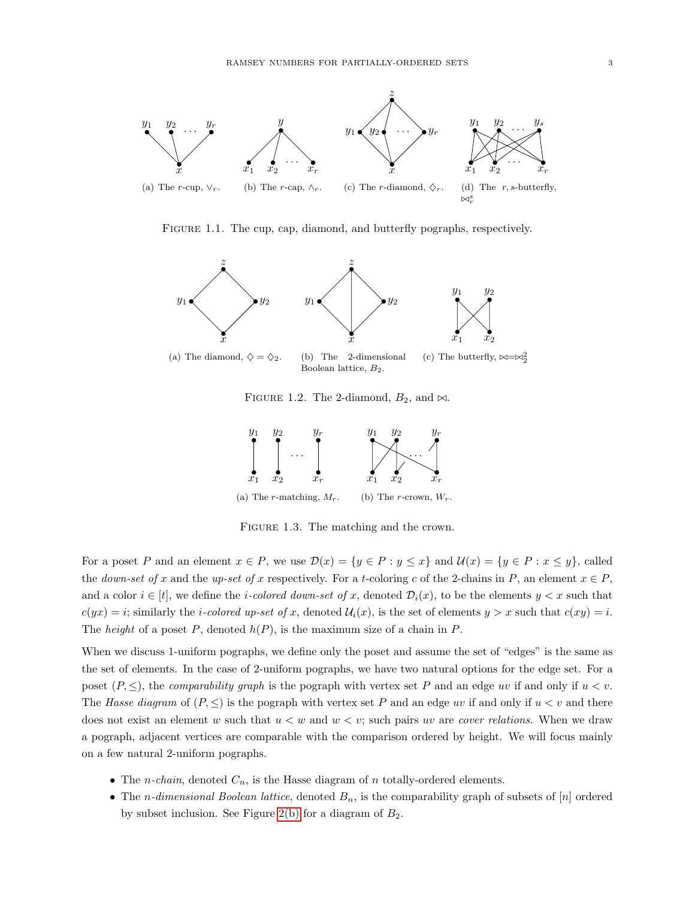(a) The $r$-cup, $\vee_r$. (b) The $r$-cap, $\wedge_r$. (c) The $r$-diamond, $\diamondsuit_r$. (d) The $r,s$-butterfly, $\bowtie_r^s$

FIGURE 1.1. The cup, cap, diamond, and butterfly pographs, respectively.

(a) The diamond, $\diamondsuit = \diamondsuit_2$. (b) The 2-dimensional Boolean lattice, $B_2$. (c) The butterfly, $\bowtie = \bowtie_2^2$

FIGURE 1.2. The 2-diamond, $B_2$, and $\bowtie$.

(a) The $r$-matching, $M_r$. (b) The $r$-crown, $W_r$.

FIGURE 1.3. The matching and the crown.

For a poset $P$ and an element $x \in P$, we use $\mathcal{D}(x) = \{y \in P : y \leq x\}$ and $\mathcal{U}(x) = \{y \in P : x \leq y\}$, called the *down-set of* $x$ and the *up-set of* $x$ respectively. For a $t$-coloring $c$ of the 2-chains in $P$, an element $x \in P$, and a color $i \in [t]$, we define the *$i$-colored down-set of* $x$, denoted $\mathcal{D}_i(x)$, to be the elements $y < x$ such that $c(yx) = i$; similarly the *$i$-colored up-set of* $x$, denoted $\mathcal{U}_i(x)$, is the set of elements $y > x$ such that $c(xy) = i$. The *height* of a poset $P$, denoted $h(P)$, is the maximum size of a chain in $P$.

When we discuss 1-uniform pographs, we define only the poset and assume the set of "edges" is the same as the set of elements. In the case of 2-uniform pographs, we have two natural options for the edge set. For a poset $(P, \leq)$, the *comparability graph* is the pograph with vertex set $P$ and an edge $uv$ if and only if $u < v$. The *Hasse diagram* of $(P, \leq)$ is the pograph with vertex set $P$ and an edge $uv$ if and only if $u < v$ and there does not exist an element $w$ such that $u < w$ and $w < v$; such pairs $uv$ are *cover relations*. When we draw a pograph, adjacent vertices are comparable with the comparison ordered by height. We will focus mainly on a few natural 2-uniform pographs.

- The *$n$-chain*, denoted $C_n$, is the Hasse diagram of $n$ totally-ordered elements.
- The *$n$-dimensional Boolean lattice*, denoted $B_n$, is the comparability graph of subsets of $[n]$ ordered by subset inclusion. See Figure 2(b) for a diagram of $B_2$.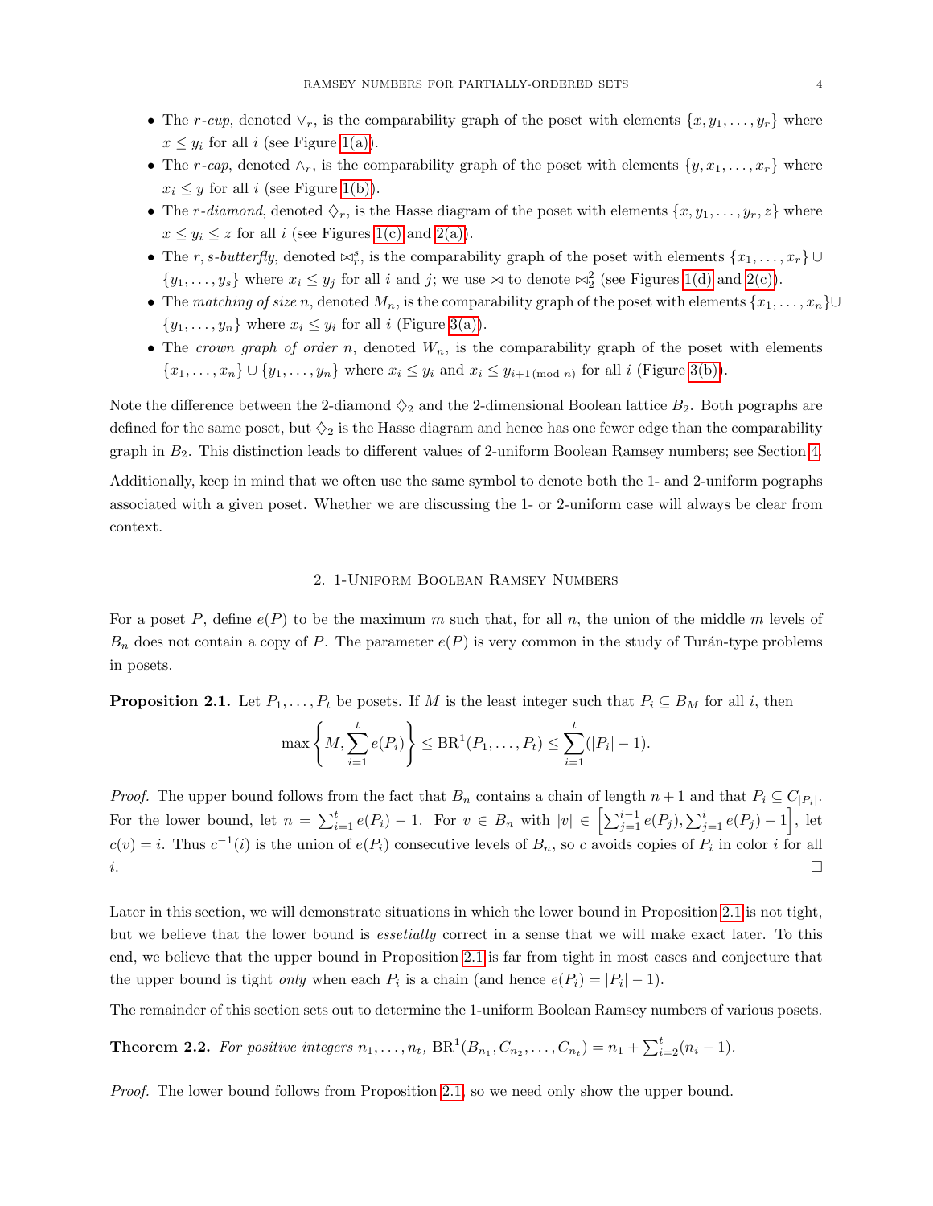- The *r-cup*, denoted $\vee_r$, is the comparability graph of the poset with elements $\{x, y_1, \ldots, y_r\}$ where $x \leq y_i$ for all $i$ (see Figure 1(a)).
- The *r-cap*, denoted $\wedge_r$, is the comparability graph of the poset with elements $\{y, x_1, \ldots, x_r\}$ where $x_i \leq y$ for all $i$ (see Figure 1(b)).
- The *r-diamond*, denoted $\diamondsuit_r$, is the Hasse diagram of the poset with elements $\{x, y_1, \ldots, y_r, z\}$ where $x \leq y_i \leq z$ for all $i$ (see Figures 1(c) and 2(a)).
- The *r, s-butterfly*, denoted $\bowtie_r^s$, is the comparability graph of the poset with elements $\{x_1, \ldots, x_r\} \cup \{y_1, \ldots, y_s\}$ where $x_i \leq y_j$ for all $i$ and $j$; we use $\bowtie$ to denote $\bowtie_2^2$ (see Figures 1(d) and 2(c)).
- The *matching of size* $n$, denoted $M_n$, is the comparability graph of the poset with elements $\{x_1, \ldots, x_n\} \cup \{y_1, \ldots, y_n\}$ where $x_i \leq y_i$ for all $i$ (Figure 3(a)).
- The *crown graph of order* $n$, denoted $W_n$, is the comparability graph of the poset with elements $\{x_1, \ldots, x_n\} \cup \{y_1, \ldots, y_n\}$ where $x_i \leq y_i$ and $x_i \leq y_{i+1 \pmod n}$ for all $i$ (Figure 3(b)).

Note the difference between the 2-diamond $\diamondsuit_2$ and the 2-dimensional Boolean lattice $B_2$. Both pographs are defined for the same poset, but $\diamondsuit_2$ is the Hasse diagram and hence has one fewer edge than the comparability graph in $B_2$. This distinction leads to different values of 2-uniform Boolean Ramsey numbers; see Section 4.

Additionally, keep in mind that we often use the same symbol to denote both the 1- and 2-uniform pographs associated with a given poset. Whether we are discussing the 1- or 2-uniform case will always be clear from context.

## 2. 1-Uniform Boolean Ramsey Numbers

For a poset $P$, define $e(P)$ to be the maximum $m$ such that, for all $n$, the union of the middle $m$ levels of $B_n$ does not contain a copy of $P$. The parameter $e(P)$ is very common in the study of Turán-type problems in posets.

**Proposition 2.1.** Let $P_1, \ldots, P_t$ be posets. If $M$ is the least integer such that $P_i \subseteq B_M$ for all $i$, then

$$\max\left\{M, \sum_{i=1}^{t} e(P_i)\right\} \leq \mathrm{BR}^1(P_1, \ldots, P_t) \leq \sum_{i=1}^{t}(|P_i| - 1).$$

*Proof.* The upper bound follows from the fact that $B_n$ contains a chain of length $n+1$ and that $P_i \subseteq C_{|P_i|}$. For the lower bound, let $n = \sum_{i=1}^{t} e(P_i) - 1$. For $v \in B_n$ with $|v| \in \left[\sum_{j=1}^{i-1} e(P_j), \sum_{j=1}^{i} e(P_j) - 1\right]$, let $c(v) = i$. Thus $c^{-1}(i)$ is the union of $e(P_i)$ consecutive levels of $B_n$, so $c$ avoids copies of $P_i$ in color $i$ for all $i$. $\square$

Later in this section, we will demonstrate situations in which the lower bound in Proposition 2.1 is not tight, but we believe that the lower bound is *essetially* correct in a sense that we will make exact later. To this end, we believe that the upper bound in Proposition 2.1 is far from tight in most cases and conjecture that the upper bound is tight *only* when each $P_i$ is a chain (and hence $e(P_i) = |P_i| - 1$).

The remainder of this section sets out to determine the 1-uniform Boolean Ramsey numbers of various posets.

**Theorem 2.2.** *For positive integers* $n_1, \ldots, n_t$, $\mathrm{BR}^1(B_{n_1}, C_{n_2}, \ldots, C_{n_t}) = n_1 + \sum_{i=2}^{t}(n_i - 1)$.

*Proof.* The lower bound follows from Proposition 2.1, so we need only show the upper bound.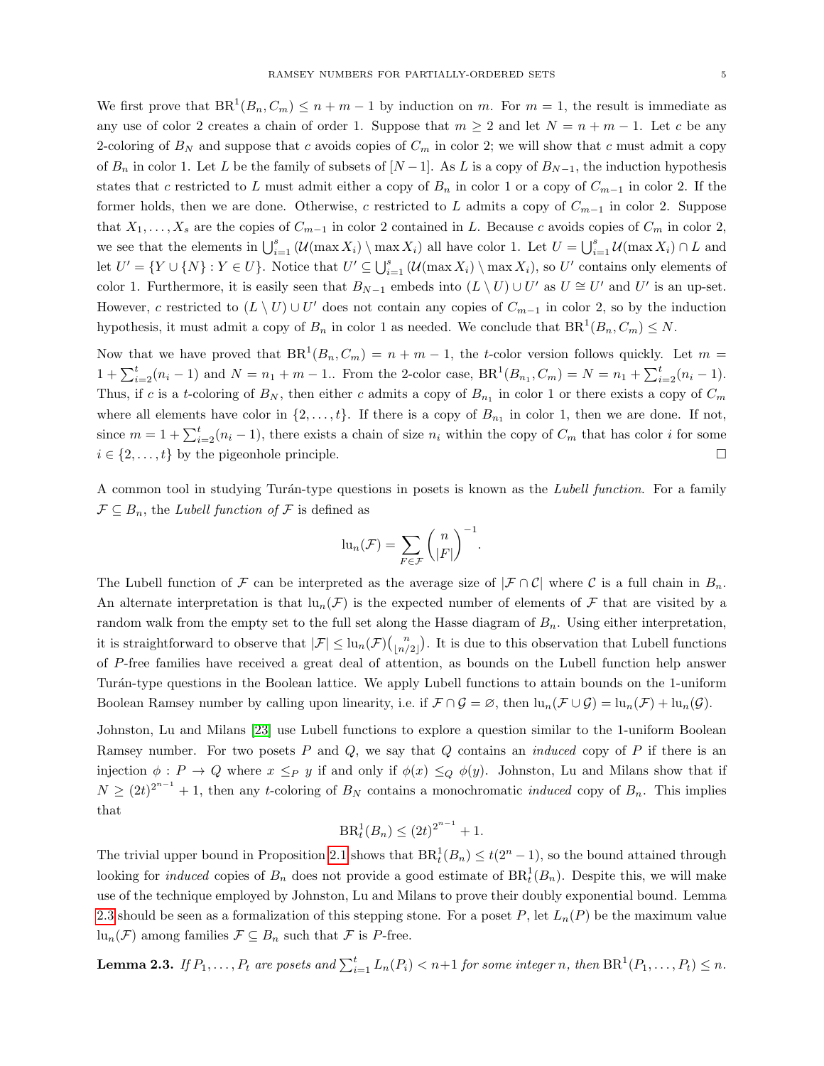We first prove that $\mathrm{BR}^1(B_n, C_m) \leq n + m - 1$ by induction on $m$. For $m = 1$, the result is immediate as any use of color 2 creates a chain of order 1. Suppose that $m \geq 2$ and let $N = n + m - 1$. Let $c$ be any 2-coloring of $B_N$ and suppose that $c$ avoids copies of $C_m$ in color 2; we will show that $c$ must admit a copy of $B_n$ in color 1. Let $L$ be the family of subsets of $[N-1]$. As $L$ is a copy of $B_{N-1}$, the induction hypothesis states that $c$ restricted to $L$ must admit either a copy of $B_n$ in color 1 or a copy of $C_{m-1}$ in color 2. If the former holds, then we are done. Otherwise, $c$ restricted to $L$ admits a copy of $C_{m-1}$ in color 2. Suppose that $X_1, \ldots, X_s$ are the copies of $C_{m-1}$ in color 2 contained in $L$. Because $c$ avoids copies of $C_m$ in color 2, we see that the elements in $\bigcup_{i=1}^{s} (\mathcal{U}(\max X_i) \setminus \max X_i)$ all have color 1. Let $U = \bigcup_{i=1}^{s} \mathcal{U}(\max X_i) \cap L$ and let $U' = \{Y \cup \{N\} : Y \in U\}$. Notice that $U' \subseteq \bigcup_{i=1}^{s} (\mathcal{U}(\max X_i) \setminus \max X_i)$, so $U'$ contains only elements of color 1. Furthermore, it is easily seen that $B_{N-1}$ embeds into $(L \setminus U) \cup U'$ as $U \cong U'$ and $U'$ is an up-set. However, $c$ restricted to $(L \setminus U) \cup U'$ does not contain any copies of $C_{m-1}$ in color 2, so by the induction hypothesis, it must admit a copy of $B_n$ in color 1 as needed. We conclude that $\mathrm{BR}^1(B_n, C_m) \leq N$.

Now that we have proved that $\mathrm{BR}^1(B_n, C_m) = n + m - 1$, the $t$-color version follows quickly. Let $m = 1 + \sum_{i=2}^{t}(n_i - 1)$ and $N = n_1 + m - 1$.. From the 2-color case, $\mathrm{BR}^1(B_{n_1}, C_m) = N = n_1 + \sum_{i=2}^{t}(n_i - 1)$. Thus, if $c$ is a $t$-coloring of $B_N$, then either $c$ admits a copy of $B_{n_1}$ in color 1 or there exists a copy of $C_m$ where all elements have color in $\{2, \ldots, t\}$. If there is a copy of $B_{n_1}$ in color 1, then we are done. If not, since $m = 1 + \sum_{i=2}^{t}(n_i - 1)$, there exists a chain of size $n_i$ within the copy of $C_m$ that has color $i$ for some $i \in \{2, \ldots, t\}$ by the pigeonhole principle. □

A common tool in studying Turán-type questions in posets is known as the *Lubell function*. For a family $\mathcal{F} \subseteq B_n$, the *Lubell function of* $\mathcal{F}$ is defined as

$$\mathrm{lu}_n(\mathcal{F}) = \sum_{F \in \mathcal{F}} \binom{n}{|F|}^{-1}.$$

The Lubell function of $\mathcal{F}$ can be interpreted as the average size of $|\mathcal{F} \cap \mathcal{C}|$ where $\mathcal{C}$ is a full chain in $B_n$. An alternate interpretation is that $\mathrm{lu}_n(\mathcal{F})$ is the expected number of elements of $\mathcal{F}$ that are visited by a random walk from the empty set to the full set along the Hasse diagram of $B_n$. Using either interpretation, it is straightforward to observe that $|\mathcal{F}| \leq \mathrm{lu}_n(\mathcal{F})\binom{n}{\lfloor n/2 \rfloor}$. It is due to this observation that Lubell functions of $P$-free families have received a great deal of attention, as bounds on the Lubell function help answer Turán-type questions in the Boolean lattice. We apply Lubell functions to attain bounds on the 1-uniform Boolean Ramsey number by calling upon linearity, i.e. if $\mathcal{F} \cap \mathcal{G} = \varnothing$, then $\mathrm{lu}_n(\mathcal{F} \cup \mathcal{G}) = \mathrm{lu}_n(\mathcal{F}) + \mathrm{lu}_n(\mathcal{G})$.

Johnston, Lu and Milans [23] use Lubell functions to explore a question similar to the 1-uniform Boolean Ramsey number. For two posets $P$ and $Q$, we say that $Q$ contains an *induced* copy of $P$ if there is an injection $\phi : P \to Q$ where $x \leq_P y$ if and only if $\phi(x) \leq_Q \phi(y)$. Johnston, Lu and Milans show that if $N \geq (2t)^{2^{n-1}} + 1$, then any $t$-coloring of $B_N$ contains a monochromatic *induced* copy of $B_n$. This implies that

$$\mathrm{BR}^1_t(B_n) \leq (2t)^{2^{n-1}} + 1.$$

The trivial upper bound in Proposition 2.1 shows that $\mathrm{BR}^1_t(B_n) \leq t(2^n - 1)$, so the bound attained through looking for *induced* copies of $B_n$ does not provide a good estimate of $\mathrm{BR}^1_t(B_n)$. Despite this, we will make use of the technique employed by Johnston, Lu and Milans to prove their doubly exponential bound. Lemma 2.3 should be seen as a formalization of this stepping stone. For a poset $P$, let $L_n(P)$ be the maximum value $\mathrm{lu}_n(\mathcal{F})$ among families $\mathcal{F} \subseteq B_n$ such that $\mathcal{F}$ is $P$-free.

**Lemma 2.3.** *If $P_1, \ldots, P_t$ are posets and $\sum_{i=1}^{t} L_n(P_i) < n+1$ for some integer $n$, then $\mathrm{BR}^1(P_1, \ldots, P_t) \leq n$.*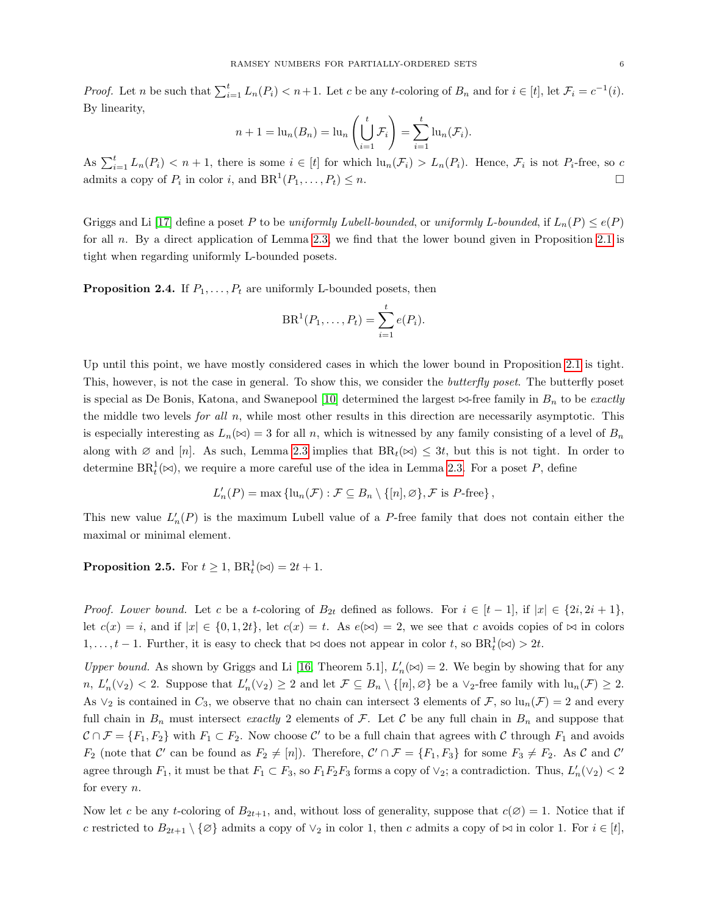*Proof.* Let $n$ be such that $\sum_{i=1}^{t} L_n(P_i) < n+1$. Let $c$ be any $t$-coloring of $B_n$ and for $i \in [t]$, let $\mathcal{F}_i = c^{-1}(i)$. By linearity,

$$n+1 = \mathrm{lu}_n(B_n) = \mathrm{lu}_n\left(\bigcup_{i=1}^{t} \mathcal{F}_i\right) = \sum_{i=1}^{t} \mathrm{lu}_n(\mathcal{F}_i).$$

As $\sum_{i=1}^{t} L_n(P_i) < n+1$, there is some $i \in [t]$ for which $\mathrm{lu}_n(\mathcal{F}_i) > L_n(P_i)$. Hence, $\mathcal{F}_i$ is not $P_i$-free, so $c$ admits a copy of $P_i$ in color $i$, and $\mathrm{BR}^1(P_1, \ldots, P_t) \leq n$. □

Griggs and Li [17] define a poset $P$ to be *uniformly Lubell-bounded*, or *uniformly L-bounded*, if $L_n(P) \leq e(P)$ for all $n$. By a direct application of Lemma 2.3, we find that the lower bound given in Proposition 2.1 is tight when regarding uniformly L-bounded posets.

**Proposition 2.4.** If $P_1, \ldots, P_t$ are uniformly L-bounded posets, then

$$\mathrm{BR}^1(P_1, \ldots, P_t) = \sum_{i=1}^{t} e(P_i).$$

Up until this point, we have mostly considered cases in which the lower bound in Proposition 2.1 is tight. This, however, is not the case in general. To show this, we consider the *butterfly poset*. The butterfly poset is special as De Bonis, Katona, and Swanepool [10] determined the largest $\bowtie$-free family in $B_n$ to be *exactly* the middle two levels *for all* $n$, while most other results in this direction are necessarily asymptotic. This is especially interesting as $L_n(\bowtie) = 3$ for all $n$, which is witnessed by any family consisting of a level of $B_n$ along with $\varnothing$ and $[n]$. As such, Lemma 2.3 implies that $\mathrm{BR}_t(\bowtie) \leq 3t$, but this is not tight. In order to determine $\mathrm{BR}^1_t(\bowtie)$, we require a more careful use of the idea in Lemma 2.3. For a poset $P$, define

$$L'_n(P) = \max\left\{\mathrm{lu}_n(\mathcal{F}) : \mathcal{F} \subseteq B_n \setminus \{[n], \varnothing\}, \mathcal{F} \text{ is } P\text{-free}\right\},$$

This new value $L'_n(P)$ is the maximum Lubell value of a $P$-free family that does not contain either the maximal or minimal element.

**Proposition 2.5.** For $t \geq 1$, $\mathrm{BR}^1_t(\bowtie) = 2t+1$.

*Proof. Lower bound.* Let $c$ be a $t$-coloring of $B_{2t}$ defined as follows. For $i \in [t-1]$, if $|x| \in \{2i, 2i+1\}$, let $c(x) = i$, and if $|x| \in \{0, 1, 2t\}$, let $c(x) = t$. As $e(\bowtie) = 2$, we see that $c$ avoids copies of $\bowtie$ in colors $1, \ldots, t-1$. Further, it is easy to check that $\bowtie$ does not appear in color $t$, so $\mathrm{BR}^1_t(\bowtie) > 2t$.

*Upper bound.* As shown by Griggs and Li [16, Theorem 5.1], $L'_n(\bowtie) = 2$. We begin by showing that for any $n$, $L'_n(\vee_2) < 2$. Suppose that $L'_n(\vee_2) \geq 2$ and let $\mathcal{F} \subseteq B_n \setminus \{[n], \varnothing\}$ be a $\vee_2$-free family with $\mathrm{lu}_n(\mathcal{F}) \geq 2$. As $\vee_2$ is contained in $C_3$, we observe that no chain can intersect 3 elements of $\mathcal{F}$, so $\mathrm{lu}_n(\mathcal{F}) = 2$ and every full chain in $B_n$ must intersect *exactly* 2 elements of $\mathcal{F}$. Let $\mathcal{C}$ be any full chain in $B_n$ and suppose that $\mathcal{C} \cap \mathcal{F} = \{F_1, F_2\}$ with $F_1 \subset F_2$. Now choose $\mathcal{C}'$ to be a full chain that agrees with $\mathcal{C}$ through $F_1$ and avoids $F_2$ (note that $\mathcal{C}'$ can be found as $F_2 \neq [n]$). Therefore, $\mathcal{C}' \cap \mathcal{F} = \{F_1, F_3\}$ for some $F_3 \neq F_2$. As $\mathcal{C}$ and $\mathcal{C}'$ agree through $F_1$, it must be that $F_1 \subset F_3$, so $F_1F_2F_3$ forms a copy of $\vee_2$; a contradiction. Thus, $L'_n(\vee_2) < 2$ for every $n$.

Now let $c$ be any $t$-coloring of $B_{2t+1}$, and, without loss of generality, suppose that $c(\varnothing) = 1$. Notice that if $c$ restricted to $B_{2t+1} \setminus \{\varnothing\}$ admits a copy of $\vee_2$ in color 1, then $c$ admits a copy of $\bowtie$ in color 1. For $i \in [t]$,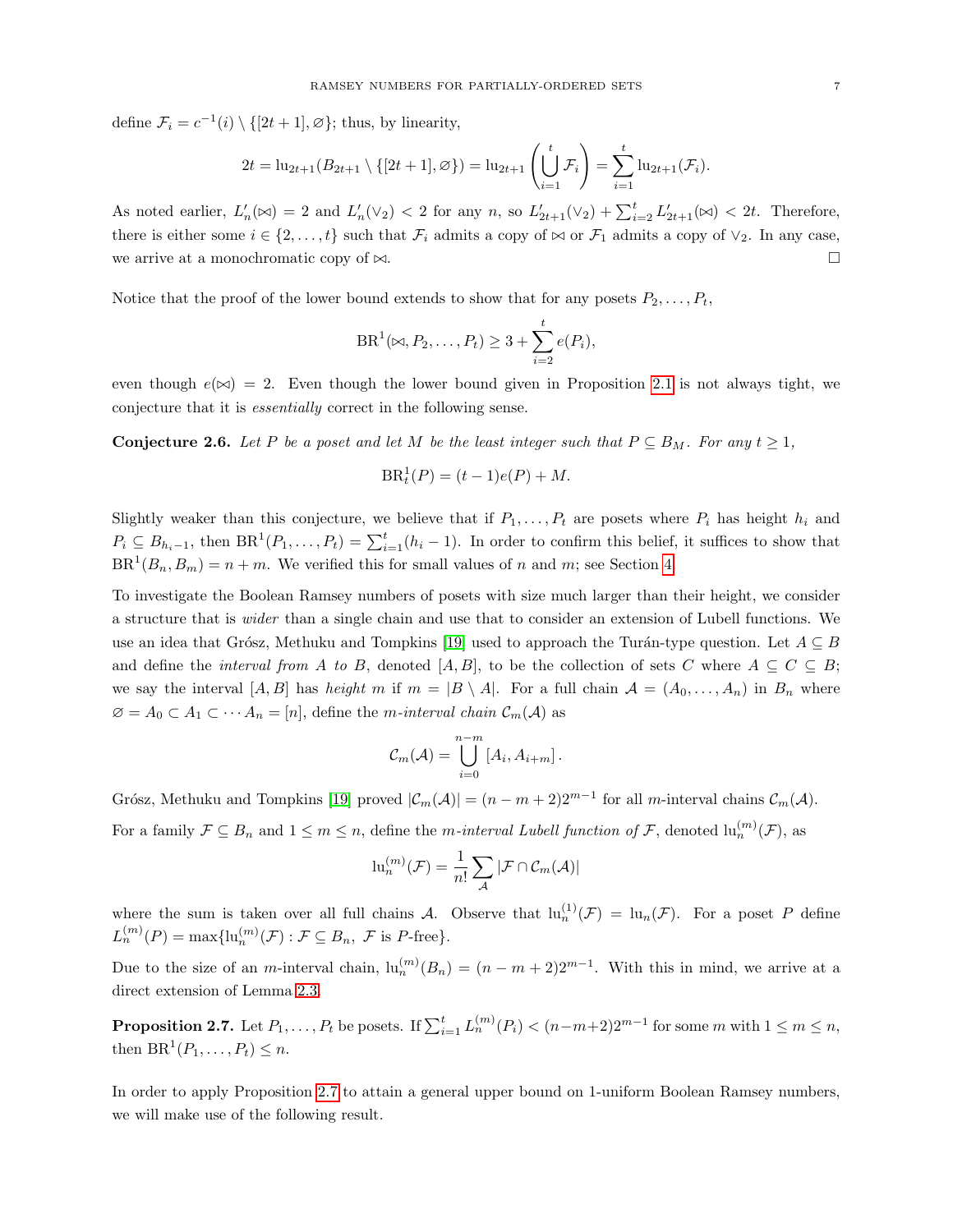define $\mathcal{F}_i = c^{-1}(i) \setminus \{[2t+1], \varnothing\}$; thus, by linearity,

$$2t = \mathrm{lu}_{2t+1}(B_{2t+1} \setminus \{[2t+1], \varnothing\}) = \mathrm{lu}_{2t+1}\left(\bigcup_{i=1}^{t} \mathcal{F}_i\right) = \sum_{i=1}^{t} \mathrm{lu}_{2t+1}(\mathcal{F}_i).$$

As noted earlier, $L'_n(\bowtie) = 2$ and $L'_n(\vee_2) < 2$ for any $n$, so $L'_{2t+1}(\vee_2) + \sum_{i=2}^{t} L'_{2t+1}(\bowtie) < 2t$. Therefore, there is either some $i \in \{2, \ldots, t\}$ such that $\mathcal{F}_i$ admits a copy of $\bowtie$ or $\mathcal{F}_1$ admits a copy of $\vee_2$. In any case, we arrive at a monochromatic copy of $\bowtie$. $\square$

Notice that the proof of the lower bound extends to show that for any posets $P_2, \ldots, P_t$,

$$\mathrm{BR}^1(\bowtie, P_2, \ldots, P_t) \geq 3 + \sum_{i=2}^{t} e(P_i),$$

even though $e(\bowtie) = 2$. Even though the lower bound given in Proposition 2.1 is not always tight, we conjecture that it is *essentially* correct in the following sense.

**Conjecture 2.6.** *Let $P$ be a poset and let $M$ be the least integer such that $P \subseteq B_M$. For any $t \geq 1$,*

$$\mathrm{BR}^1_t(P) = (t-1)e(P) + M.$$

Slightly weaker than this conjecture, we believe that if $P_1, \ldots, P_t$ are posets where $P_i$ has height $h_i$ and $P_i \subseteq B_{h_i - 1}$, then $\mathrm{BR}^1(P_1, \ldots, P_t) = \sum_{i=1}^{t}(h_i - 1)$. In order to confirm this belief, it suffices to show that $\mathrm{BR}^1(B_n, B_m) = n + m$. We verified this for small values of $n$ and $m$; see Section 4.

To investigate the Boolean Ramsey numbers of posets with size much larger than their height, we consider a structure that is *wider* than a single chain and use that to consider an extension of Lubell functions. We use an idea that Grósz, Methuku and Tompkins [19] used to approach the Turán-type question. Let $A \subseteq B$ and define the *interval from $A$ to $B$*, denoted $[A, B]$, to be the collection of sets $C$ where $A \subseteq C \subseteq B$; we say the interval $[A, B]$ has *height $m$* if $m = |B \setminus A|$. For a full chain $\mathcal{A} = (A_0, \ldots, A_n)$ in $B_n$ where $\varnothing = A_0 \subset A_1 \subset \cdots A_n = [n]$, define the *$m$-interval chain* $\mathcal{C}_m(\mathcal{A})$ as

$$\mathcal{C}_m(\mathcal{A}) = \bigcup_{i=0}^{n-m} [A_i, A_{i+m}].$$

Grósz, Methuku and Tompkins [19] proved $|\mathcal{C}_m(\mathcal{A})| = (n-m+2)2^{m-1}$ for all $m$-interval chains $\mathcal{C}_m(\mathcal{A})$.

For a family $\mathcal{F} \subseteq B_n$ and $1 \leq m \leq n$, define the *$m$-interval Lubell function of $\mathcal{F}$*, denoted $\mathrm{lu}_n^{(m)}(\mathcal{F})$, as

$$\mathrm{lu}_n^{(m)}(\mathcal{F}) = \frac{1}{n!} \sum_{\mathcal{A}} |\mathcal{F} \cap \mathcal{C}_m(\mathcal{A})|$$

where the sum is taken over all full chains $\mathcal{A}$. Observe that $\mathrm{lu}_n^{(1)}(\mathcal{F}) = \mathrm{lu}_n(\mathcal{F})$. For a poset $P$ define $L_n^{(m)}(P) = \max\{\mathrm{lu}_n^{(m)}(\mathcal{F}) : \mathcal{F} \subseteq B_n,\ \mathcal{F} \text{ is } P\text{-free}\}$.

Due to the size of an $m$-interval chain, $\mathrm{lu}_n^{(m)}(B_n) = (n-m+2)2^{m-1}$. With this in mind, we arrive at a direct extension of Lemma 2.3.

**Proposition 2.7.** Let $P_1, \ldots, P_t$ be posets. If $\sum_{i=1}^{t} L_n^{(m)}(P_i) < (n-m+2)2^{m-1}$ for some $m$ with $1 \leq m \leq n$, then $\mathrm{BR}^1(P_1, \ldots, P_t) \leq n$.

In order to apply Proposition 2.7 to attain a general upper bound on 1-uniform Boolean Ramsey numbers, we will make use of the following result.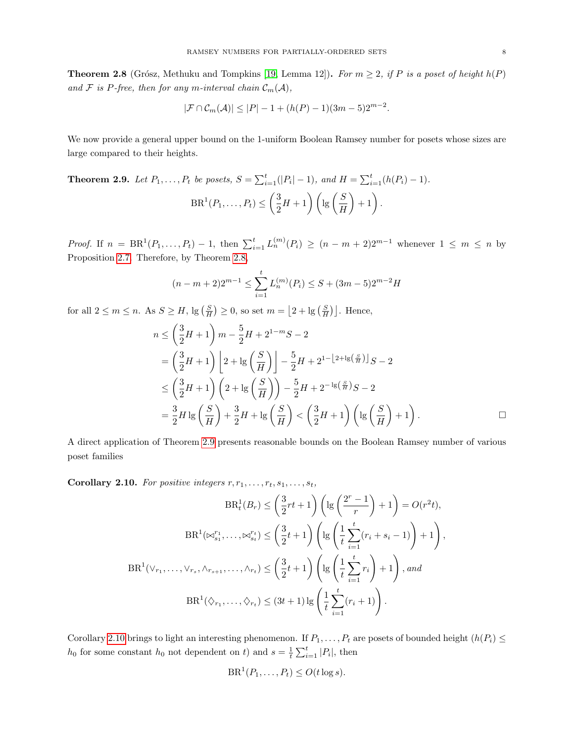**Theorem 2.8** (Grósz, Methuku and Tompkins [19, Lemma 12]). *For $m \geq 2$, if $P$ is a poset of height $h(P)$ and $\mathcal{F}$ is $P$-free, then for any $m$-interval chain $\mathcal{C}_m(\mathcal{A})$,*

$$|\mathcal{F} \cap \mathcal{C}_m(\mathcal{A})| \leq |P| - 1 + (h(P) - 1)(3m - 5)2^{m-2}.$$

We now provide a general upper bound on the 1-uniform Boolean Ramsey number for posets whose sizes are large compared to their heights.

**Theorem 2.9.** *Let $P_1, \ldots, P_t$ be posets, $S = \sum_{i=1}^{t}(|P_i| - 1)$, and $H = \sum_{i=1}^{t}(h(P_i) - 1)$.*

$$\mathrm{BR}^1(P_1, \ldots, P_t) \leq \left(\frac{3}{2}H + 1\right)\left(\lg\left(\frac{S}{H}\right) + 1\right).$$

*Proof.* If $n = \mathrm{BR}^1(P_1, \ldots, P_t) - 1$, then $\sum_{i=1}^{t} L_n^{(m)}(P_i) \geq (n - m + 2)2^{m-1}$ whenever $1 \leq m \leq n$ by Proposition 2.7. Therefore, by Theorem 2.8,

$$(n - m + 2)2^{m-1} \leq \sum_{i=1}^{t} L_n^{(m)}(P_i) \leq S + (3m - 5)2^{m-2}H$$

for all $2 \leq m \leq n$. As $S \geq H$, $\lg\left(\frac{S}{H}\right) \geq 0$, so set $m = \left\lfloor 2 + \lg\left(\frac{S}{H}\right)\right\rfloor$. Hence,

$$\begin{aligned}
n &\leq \left(\frac{3}{2}H + 1\right)m - \frac{5}{2}H + 2^{1-m}S - 2 \\
&= \left(\frac{3}{2}H + 1\right)\left\lfloor 2 + \lg\left(\frac{S}{H}\right)\right\rfloor - \frac{5}{2}H + 2^{1-\left\lfloor 2 + \lg\left(\frac{S}{H}\right)\right\rfloor}S - 2 \\
&\leq \left(\frac{3}{2}H + 1\right)\left(2 + \lg\left(\frac{S}{H}\right)\right) - \frac{5}{2}H + 2^{-\lg\left(\frac{S}{H}\right)}S - 2 \\
&= \frac{3}{2}H\lg\left(\frac{S}{H}\right) + \frac{3}{2}H + \lg\left(\frac{S}{H}\right) < \left(\frac{3}{2}H + 1\right)\left(\lg\left(\frac{S}{H}\right) + 1\right).
\end{aligned}$$

□

A direct application of Theorem 2.9 presents reasonable bounds on the Boolean Ramsey number of various poset families

**Corollary 2.10.** *For positive integers $r, r_1, \ldots, r_t, s_1, \ldots, s_t$,*

$$\mathrm{BR}_t^1(B_r) \leq \left(\frac{3}{2}rt + 1\right)\left(\lg\left(\frac{2^r - 1}{r}\right) + 1\right) = O(r^2 t),$$

$$\mathrm{BR}^1(\bowtie_{s_1}^{r_1}, \ldots, \bowtie_{s_t}^{r_t}) \leq \left(\frac{3}{2}t + 1\right)\left(\lg\left(\frac{1}{t}\sum_{i=1}^{t}(r_i + s_i - 1)\right) + 1\right),$$

$$\mathrm{BR}^1(\vee_{r_1}, \ldots, \vee_{r_s}, \wedge_{r_{s+1}}, \ldots, \wedge_{r_t}) \leq \left(\frac{3}{2}t + 1\right)\left(\lg\left(\frac{1}{t}\sum_{i=1}^{t} r_i\right) + 1\right), \textit{ and}$$

$$\mathrm{BR}^1(\Diamond_{r_1}, \ldots, \Diamond_{r_t}) \leq (3t + 1)\lg\left(\frac{1}{t}\sum_{i=1}^{t}(r_i + 1)\right).$$

Corollary 2.10 brings to light an interesting phenomenon. If $P_1, \ldots, P_t$ are posets of bounded height ($h(P_i) \leq h_0$ for some constant $h_0$ not dependent on $t$) and $s = \frac{1}{t}\sum_{i=1}^{t}|P_i|$, then

$$\mathrm{BR}^1(P_1, \ldots, P_t) \leq O(t \log s).$$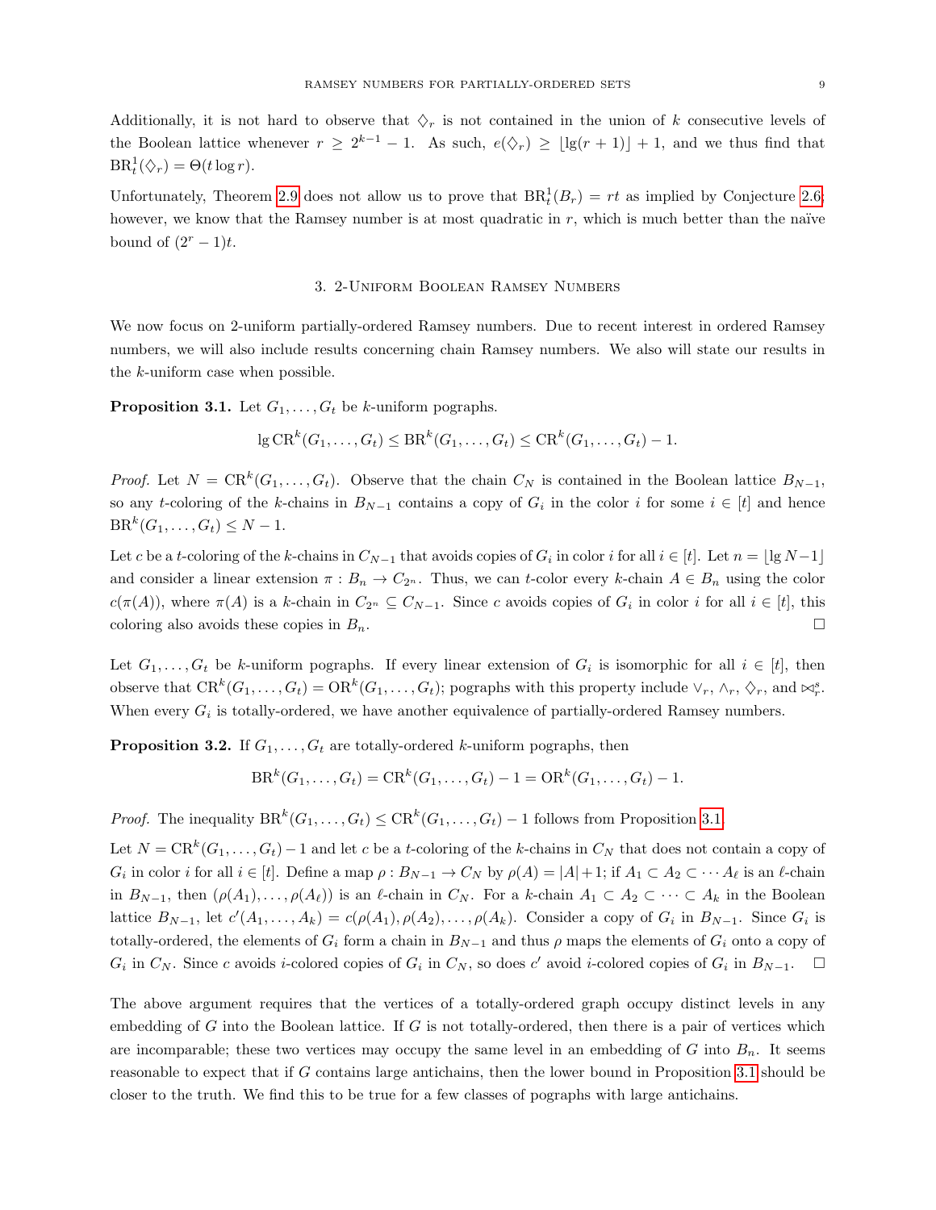Additionally, it is not hard to observe that $\diamondsuit_r$ is not contained in the union of $k$ consecutive levels of the Boolean lattice whenever $r \geq 2^{k-1} - 1$. As such, $e(\diamondsuit_r) \geq \lfloor \lg(r+1) \rfloor + 1$, and we thus find that $\mathrm{BR}^1_t(\diamondsuit_r) = \Theta(t \log r)$.

Unfortunately, Theorem 2.9 does not allow us to prove that $\mathrm{BR}^1_t(B_r) = rt$ as implied by Conjecture 2.6; however, we know that the Ramsey number is at most quadratic in $r$, which is much better than the naïve bound of $(2^r - 1)t$.

## 3. 2-Uniform Boolean Ramsey Numbers

We now focus on 2-uniform partially-ordered Ramsey numbers. Due to recent interest in ordered Ramsey numbers, we will also include results concerning chain Ramsey numbers. We also will state our results in the $k$-uniform case when possible.

**Proposition 3.1.** Let $G_1, \dots, G_t$ be $k$-uniform pographs.

$$\lg \mathrm{CR}^k(G_1, \dots, G_t) \leq \mathrm{BR}^k(G_1, \dots, G_t) \leq \mathrm{CR}^k(G_1, \dots, G_t) - 1.$$

*Proof.* Let $N = \mathrm{CR}^k(G_1, \dots, G_t)$. Observe that the chain $C_N$ is contained in the Boolean lattice $B_{N-1}$, so any $t$-coloring of the $k$-chains in $B_{N-1}$ contains a copy of $G_i$ in the color $i$ for some $i \in [t]$ and hence $\mathrm{BR}^k(G_1, \dots, G_t) \leq N - 1$.

Let $c$ be a $t$-coloring of the $k$-chains in $C_{N-1}$ that avoids copies of $G_i$ in color $i$ for all $i \in [t]$. Let $n = \lfloor \lg N - 1 \rfloor$ and consider a linear extension $\pi : B_n \to C_{2^n}$. Thus, we can $t$-color every $k$-chain $A \in B_n$ using the color $c(\pi(A))$, where $\pi(A)$ is a $k$-chain in $C_{2^n} \subseteq C_{N-1}$. Since $c$ avoids copies of $G_i$ in color $i$ for all $i \in [t]$, this coloring also avoids these copies in $B_n$. □

Let $G_1, \dots, G_t$ be $k$-uniform pographs. If every linear extension of $G_i$ is isomorphic for all $i \in [t]$, then observe that $\mathrm{CR}^k(G_1, \dots, G_t) = \mathrm{OR}^k(G_1, \dots, G_t)$; pographs with this property include $\vee_r$, $\wedge_r$, $\diamondsuit_r$, and $\bowtie^s_r$. When every $G_i$ is totally-ordered, we have another equivalence of partially-ordered Ramsey numbers.

**Proposition 3.2.** If $G_1, \dots, G_t$ are totally-ordered $k$-uniform pographs, then

$$\mathrm{BR}^k(G_1, \dots, G_t) = \mathrm{CR}^k(G_1, \dots, G_t) - 1 = \mathrm{OR}^k(G_1, \dots, G_t) - 1.$$

*Proof.* The inequality $\mathrm{BR}^k(G_1, \dots, G_t) \leq \mathrm{CR}^k(G_1, \dots, G_t) - 1$ follows from Proposition 3.1.

Let $N = \mathrm{CR}^k(G_1, \dots, G_t) - 1$ and let $c$ be a $t$-coloring of the $k$-chains in $C_N$ that does not contain a copy of $G_i$ in color $i$ for all $i \in [t]$. Define a map $\rho : B_{N-1} \to C_N$ by $\rho(A) = |A| + 1$; if $A_1 \subset A_2 \subset \cdots A_\ell$ is an $\ell$-chain in $B_{N-1}$, then $(\rho(A_1), \dots, \rho(A_\ell))$ is an $\ell$-chain in $C_N$. For a $k$-chain $A_1 \subset A_2 \subset \cdots \subset A_k$ in the Boolean lattice $B_{N-1}$, let $c'(A_1, \dots, A_k) = c(\rho(A_1), \rho(A_2), \dots, \rho(A_k))$. Consider a copy of $G_i$ in $B_{N-1}$. Since $G_i$ is totally-ordered, the elements of $G_i$ form a chain in $B_{N-1}$ and thus $\rho$ maps the elements of $G_i$ onto a copy of $G_i$ in $C_N$. Since $c$ avoids $i$-colored copies of $G_i$ in $C_N$, so does $c'$ avoid $i$-colored copies of $G_i$ in $B_{N-1}$. □

The above argument requires that the vertices of a totally-ordered graph occupy distinct levels in any embedding of $G$ into the Boolean lattice. If $G$ is not totally-ordered, then there is a pair of vertices which are incomparable; these two vertices may occupy the same level in an embedding of $G$ into $B_n$. It seems reasonable to expect that if $G$ contains large antichains, then the lower bound in Proposition 3.1 should be closer to the truth. We find this to be true for a few classes of pographs with large antichains.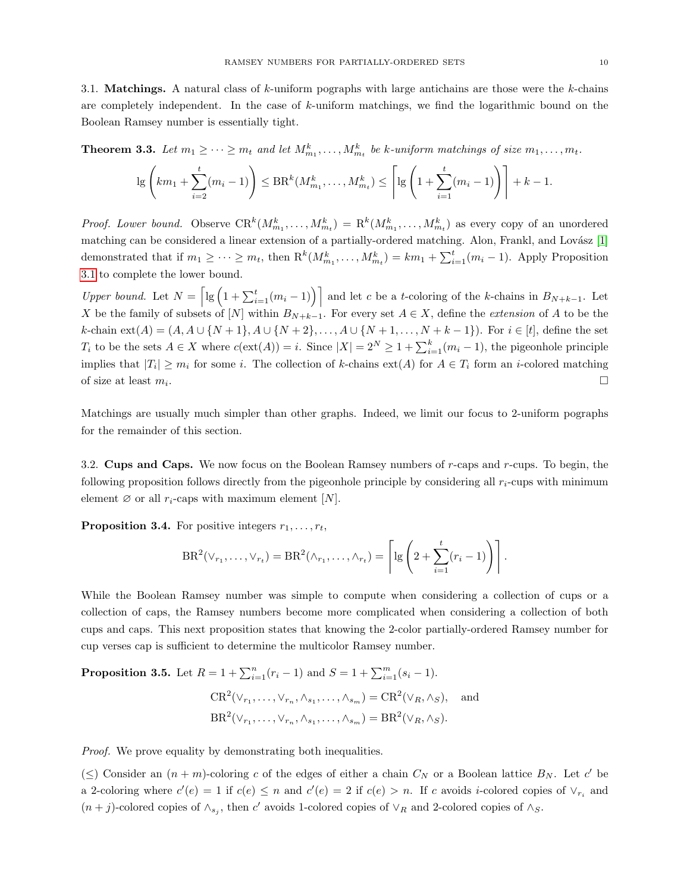### 3.1. Matchings.

A natural class of $k$-uniform pographs with large antichains are those were the $k$-chains are completely independent. In the case of $k$-uniform matchings, we find the logarithmic bound on the Boolean Ramsey number is essentially tight.

**Theorem 3.3.** *Let $m_1 \geq \cdots \geq m_t$ and let $M^k_{m_1}, \ldots, M^k_{m_t}$ be $k$-uniform matchings of size $m_1, \ldots, m_t$.*

$$\lg\left(km_1 + \sum_{i=2}^{t}(m_i - 1)\right) \leq \mathrm{BR}^k(M^k_{m_1}, \ldots, M^k_{m_t}) \leq \left\lceil \lg\left(1 + \sum_{i=1}^{t}(m_i - 1)\right)\right\rceil + k - 1.$$

*Proof. Lower bound.* Observe $\mathrm{CR}^k(M^k_{m_1}, \ldots, M^k_{m_t}) = \mathrm{R}^k(M^k_{m_1}, \ldots, M^k_{m_t})$ as every copy of an unordered matching can be considered a linear extension of a partially-ordered matching. Alon, Frankl, and Lovász [1] demonstrated that if $m_1 \geq \cdots \geq m_t$, then $\mathrm{R}^k(M^k_{m_1}, \ldots, M^k_{m_t}) = km_1 + \sum_{i=1}^{t}(m_i - 1)$. Apply Proposition 3.1 to complete the lower bound.

*Upper bound.* Let $N = \left\lceil \lg\left(1 + \sum_{i=1}^{t}(m_i - 1)\right)\right\rceil$ and let $c$ be a $t$-coloring of the $k$-chains in $B_{N+k-1}$. Let $X$ be the family of subsets of $[N]$ within $B_{N+k-1}$. For every set $A \in X$, define the *extension* of $A$ to be the $k$-chain $\mathrm{ext}(A) = (A, A \cup \{N+1\}, A \cup \{N+2\}, \ldots, A \cup \{N+1, \ldots, N+k-1\})$. For $i \in [t]$, define the set $T_i$ to be the sets $A \in X$ where $c(\mathrm{ext}(A)) = i$. Since $|X| = 2^N \geq 1 + \sum_{i=1}^{k}(m_i - 1)$, the pigeonhole principle implies that $|T_i| \geq m_i$ for some $i$. The collection of $k$-chains $\mathrm{ext}(A)$ for $A \in T_i$ form an $i$-colored matching of size at least $m_i$. $\square$

Matchings are usually much simpler than other graphs. Indeed, we limit our focus to 2-uniform pographs for the remainder of this section.

### 3.2. Cups and Caps.

We now focus on the Boolean Ramsey numbers of $r$-caps and $r$-cups. To begin, the following proposition follows directly from the pigeonhole principle by considering all $r_i$-cups with minimum element $\varnothing$ or all $r_i$-caps with maximum element $[N]$.

**Proposition 3.4.** For positive integers $r_1, \ldots, r_t$,

$$\mathrm{BR}^2(\vee_{r_1}, \ldots, \vee_{r_t}) = \mathrm{BR}^2(\wedge_{r_1}, \ldots, \wedge_{r_t}) = \left\lceil \lg\left(2 + \sum_{i=1}^{t}(r_i - 1)\right)\right\rceil.$$

While the Boolean Ramsey number was simple to compute when considering a collection of cups or a collection of caps, the Ramsey numbers become more complicated when considering a collection of both cups and caps. This next proposition states that knowing the 2-color partially-ordered Ramsey number for cup verses cap is sufficient to determine the multicolor Ramsey number.

**Proposition 3.5.** Let $R = 1 + \sum_{i=1}^{n}(r_i - 1)$ and $S = 1 + \sum_{i=1}^{m}(s_i - 1)$.

$$\mathrm{CR}^2(\vee_{r_1}, \ldots, \vee_{r_n}, \wedge_{s_1}, \ldots, \wedge_{s_m}) = \mathrm{CR}^2(\vee_R, \wedge_S), \quad \text{and}$$
$$\mathrm{BR}^2(\vee_{r_1}, \ldots, \vee_{r_n}, \wedge_{s_1}, \ldots, \wedge_{s_m}) = \mathrm{BR}^2(\vee_R, \wedge_S).$$

*Proof.* We prove equality by demonstrating both inequalities.

($\leq$) Consider an $(n+m)$-coloring $c$ of the edges of either a chain $C_N$ or a Boolean lattice $B_N$. Let $c'$ be a 2-coloring where $c'(e) = 1$ if $c(e) \leq n$ and $c'(e) = 2$ if $c(e) > n$. If $c$ avoids $i$-colored copies of $\vee_{r_i}$ and $(n+j)$-colored copies of $\wedge_{s_j}$, then $c'$ avoids 1-colored copies of $\vee_R$ and 2-colored copies of $\wedge_S$.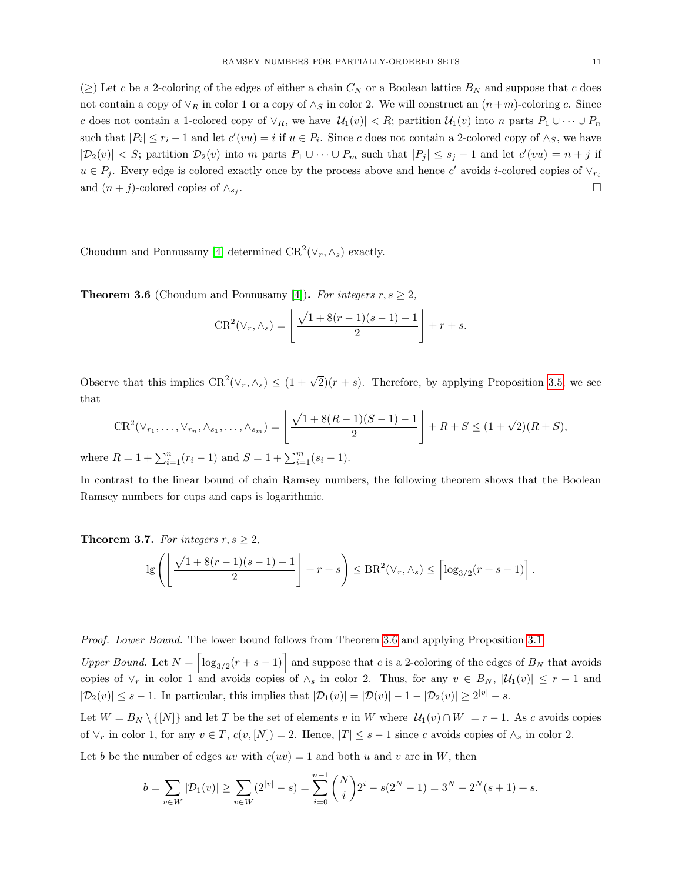($\geq$) Let $c$ be a 2-coloring of the edges of either a chain $C_N$ or a Boolean lattice $B_N$ and suppose that $c$ does not contain a copy of $\vee_R$ in color 1 or a copy of $\wedge_S$ in color 2. We will construct an $(n+m)$-coloring $c$. Since $c$ does not contain a 1-colored copy of $\vee_R$, we have $|\mathcal{U}_1(v)| < R$; partition $\mathcal{U}_1(v)$ into $n$ parts $P_1 \cup \cdots \cup P_n$ such that $|P_i| \leq r_i - 1$ and let $c'(vu) = i$ if $u \in P_i$. Since $c$ does not contain a 2-colored copy of $\wedge_S$, we have $|\mathcal{D}_2(v)| < S$; partition $\mathcal{D}_2(v)$ into $m$ parts $P_1 \cup \cdots \cup P_m$ such that $|P_j| \leq s_j - 1$ and let $c'(vu) = n + j$ if $u \in P_j$. Every edge is colored exactly once by the process above and hence $c'$ avoids $i$-colored copies of $\vee_{r_i}$ and $(n+j)$-colored copies of $\wedge_{s_j}$. $\square$

Choudum and Ponnusamy [4] determined $\mathrm{CR}^2(\vee_r, \wedge_s)$ exactly.

**Theorem 3.6** (Choudum and Ponnusamy [4])**.** *For integers $r, s \geq 2$,*

$$\mathrm{CR}^2(\vee_r, \wedge_s) = \left\lfloor \frac{\sqrt{1 + 8(r-1)(s-1)} - 1}{2} \right\rfloor + r + s.$$

Observe that this implies $\mathrm{CR}^2(\vee_r, \wedge_s) \leq (1 + \sqrt{2})(r + s)$. Therefore, by applying Proposition 3.5 we see that

$$\mathrm{CR}^2(\vee_{r_1}, \ldots, \vee_{r_n}, \wedge_{s_1}, \ldots, \wedge_{s_m}) = \left\lfloor \frac{\sqrt{1 + 8(R-1)(S-1)} - 1}{2} \right\rfloor + R + S \leq (1 + \sqrt{2})(R + S),$$

where $R = 1 + \sum_{i=1}^{n}(r_i - 1)$ and $S = 1 + \sum_{i=1}^{m}(s_i - 1)$.

In contrast to the linear bound of chain Ramsey numbers, the following theorem shows that the Boolean Ramsey numbers for cups and caps is logarithmic.

**Theorem 3.7.** *For integers $r, s \geq 2$,*

$$\lg\left( \left\lfloor \frac{\sqrt{1 + 8(r-1)(s-1)} - 1}{2} \right\rfloor + r + s \right) \leq \mathrm{BR}^2(\vee_r, \wedge_s) \leq \left\lceil \log_{3/2}(r + s - 1) \right\rceil.$$

*Proof. Lower Bound.* The lower bound follows from Theorem 3.6 and applying Proposition 3.1.

*Upper Bound.* Let $N = \left\lceil \log_{3/2}(r + s - 1) \right\rceil$ and suppose that $c$ is a 2-coloring of the edges of $B_N$ that avoids copies of $\vee_r$ in color 1 and avoids copies of $\wedge_s$ in color 2. Thus, for any $v \in B_N$, $|\mathcal{U}_1(v)| \leq r - 1$ and $|\mathcal{D}_2(v)| \leq s - 1$. In particular, this implies that $|\mathcal{D}_1(v)| = |\mathcal{D}(v)| - 1 - |\mathcal{D}_2(v)| \geq 2^{|v|} - s$.

Let $W = B_N \setminus \{[N]\}$ and let $T$ be the set of elements $v$ in $W$ where $|\mathcal{U}_1(v) \cap W| = r - 1$. As $c$ avoids copies of $\vee_r$ in color 1, for any $v \in T$, $c(v, [N]) = 2$. Hence, $|T| \leq s - 1$ since $c$ avoids copies of $\wedge_s$ in color 2.

Let $b$ be the number of edges $uv$ with $c(uv) = 1$ and both $u$ and $v$ are in $W$, then

$$b = \sum_{v \in W} |\mathcal{D}_1(v)| \geq \sum_{v \in W} (2^{|v|} - s) = \sum_{i=0}^{n-1} \binom{N}{i} 2^i - s(2^N - 1) = 3^N - 2^N(s+1) + s.$$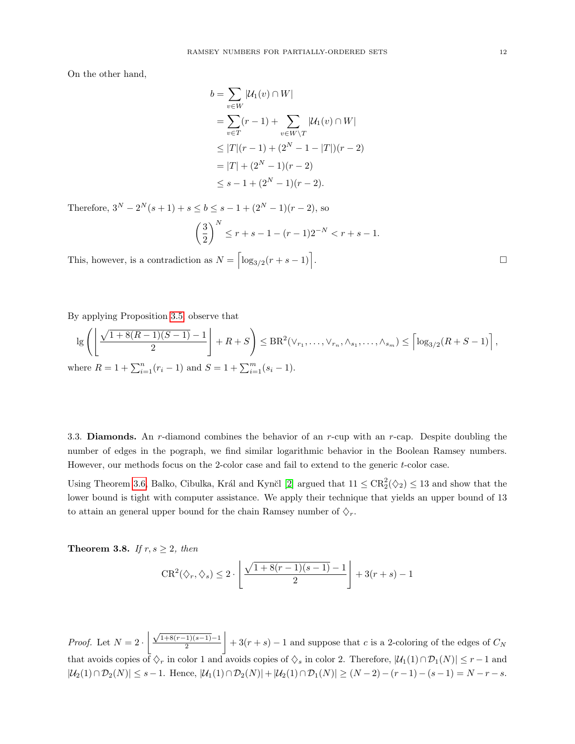On the other hand,

$$
\begin{aligned}
b &= \sum_{v \in W} |\mathcal{U}_1(v) \cap W| \\
&= \sum_{v \in T} (r-1) + \sum_{v \in W \setminus T} |\mathcal{U}_1(v) \cap W| \\
&\leq |T|(r-1) + (2^N - 1 - |T|)(r-2) \\
&= |T| + (2^N - 1)(r-2) \\
&\leq s - 1 + (2^N - 1)(r-2).
\end{aligned}
$$

Therefore, $3^N - 2^N(s+1) + s \leq b \leq s - 1 + (2^N - 1)(r-2)$, so

$$
\left(\frac{3}{2}\right)^N \leq r + s - 1 - (r-1)2^{-N} < r + s - 1.
$$

This, however, is a contradiction as $N = \left\lceil \log_{3/2}(r+s-1) \right\rceil$. $\square$

By applying Proposition 3.5, observe that

$$
\lg\left( \left\lfloor \frac{\sqrt{1 + 8(R-1)(S-1)} - 1}{2} \right\rfloor + R + S \right) \leq \mathrm{BR}^2(\vee_{r_1}, \ldots, \vee_{r_n}, \wedge_{s_1}, \ldots, \wedge_{s_m}) \leq \left\lceil \log_{3/2}(R+S-1) \right\rceil,
$$

where $R = 1 + \sum_{i=1}^n (r_i - 1)$ and $S = 1 + \sum_{i=1}^m (s_i - 1)$.

### 3.3. Diamonds.

An $r$-diamond combines the behavior of an $r$-cup with an $r$-cap. Despite doubling the number of edges in the pograph, we find similar logarithmic behavior in the Boolean Ramsey numbers. However, our methods focus on the 2-color case and fail to extend to the generic $t$-color case.

Using Theorem 3.6, Balko, Cibulka, Král and Kynčl [2] argued that $11 \leq \mathrm{CR}_2^2(\diamondsuit_2) \leq 13$ and show that the lower bound is tight with computer assistance. We apply their technique that yields an upper bound of 13 to attain an general upper bound for the chain Ramsey number of $\diamondsuit_r$.

**Theorem 3.8.** *If $r, s \geq 2$, then*

$$
\mathrm{CR}^2(\diamondsuit_r, \diamondsuit_s) \leq 2 \cdot \left\lfloor \frac{\sqrt{1 + 8(r-1)(s-1)} - 1}{2} \right\rfloor + 3(r+s) - 1
$$

*Proof.* Let $N = 2 \cdot \left\lfloor \frac{\sqrt{1+8(r-1)(s-1)}-1}{2} \right\rfloor + 3(r+s) - 1$ and suppose that $c$ is a 2-coloring of the edges of $C_N$ that avoids copies of $\diamondsuit_r$ in color 1 and avoids copies of $\diamondsuit_s$ in color 2. Therefore, $|\mathcal{U}_1(1) \cap \mathcal{D}_1(N)| \leq r - 1$ and $|\mathcal{U}_2(1) \cap \mathcal{D}_2(N)| \leq s - 1$. Hence, $|\mathcal{U}_1(1) \cap \mathcal{D}_2(N)| + |\mathcal{U}_2(1) \cap \mathcal{D}_1(N)| \geq (N-2) - (r-1) - (s-1) = N - r - s$.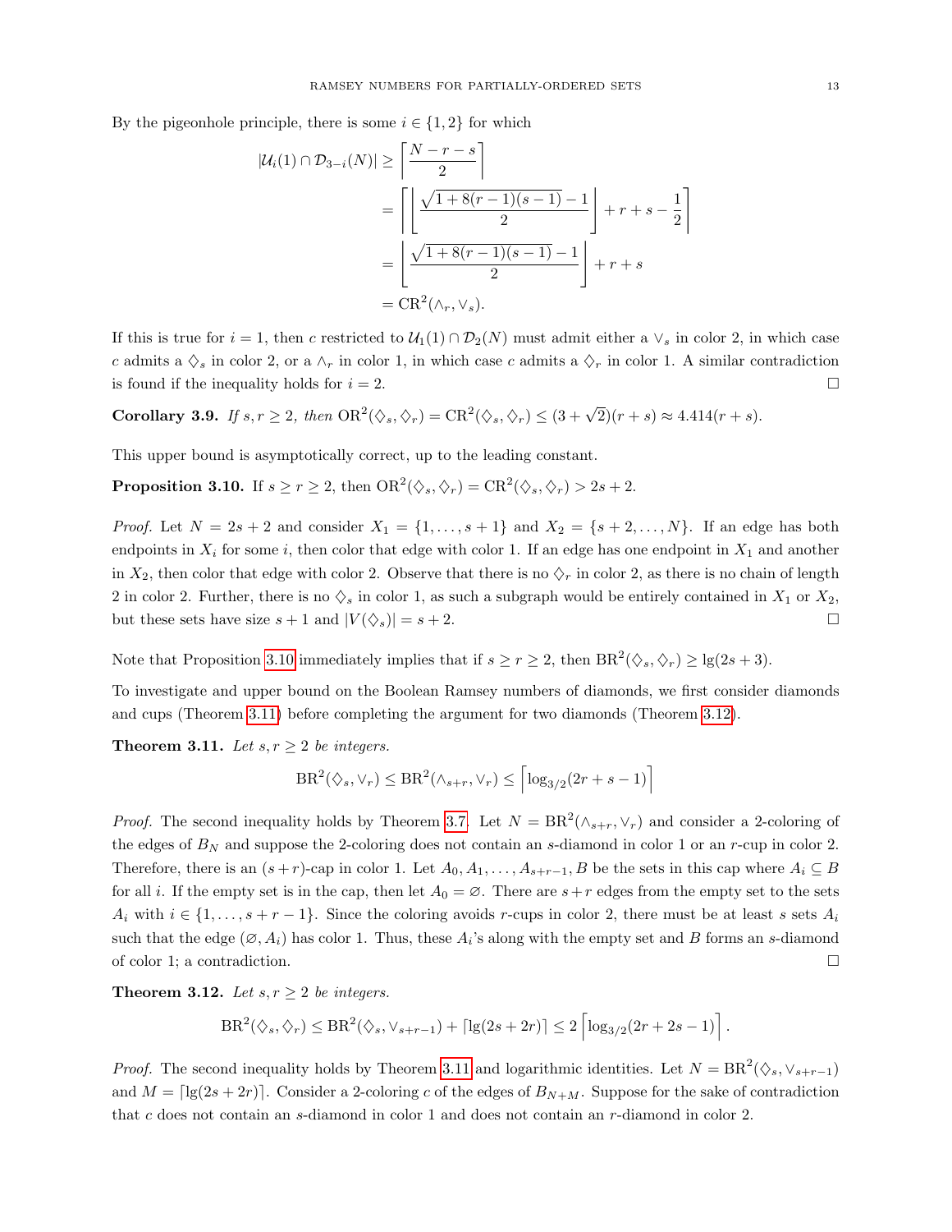By the pigeonhole principle, there is some $i \in \{1, 2\}$ for which

$$
\begin{aligned}
|\mathcal{U}_i(1) \cap \mathcal{D}_{3-i}(N)| &\geq \left\lceil \frac{N - r - s}{2} \right\rceil \\
&= \left\lceil \left\lfloor \frac{\sqrt{1 + 8(r-1)(s-1)} - 1}{2} \right\rfloor + r + s - \frac{1}{2} \right\rceil \\
&= \left\lfloor \frac{\sqrt{1 + 8(r-1)(s-1)} - 1}{2} \right\rfloor + r + s \\
&= \mathrm{CR}^2(\wedge_r, \vee_s).
\end{aligned}
$$

If this is true for $i = 1$, then $c$ restricted to $\mathcal{U}_1(1) \cap \mathcal{D}_2(N)$ must admit either a $\vee_s$ in color 2, in which case $c$ admits a $\diamondsuit_s$ in color 2, or a $\wedge_r$ in color 1, in which case $c$ admits a $\diamondsuit_r$ in color 1. A similar contradiction is found if the inequality holds for $i = 2$. $\square$

**Corollary 3.9.** *If $s, r \geq 2$, then $\mathrm{OR}^2(\diamondsuit_s, \diamondsuit_r) = \mathrm{CR}^2(\diamondsuit_s, \diamondsuit_r) \leq (3 + \sqrt{2})(r + s) \approx 4.414(r + s)$.*

This upper bound is asymptotically correct, up to the leading constant.

**Proposition 3.10.** If $s \geq r \geq 2$, then $\mathrm{OR}^2(\diamondsuit_s, \diamondsuit_r) = \mathrm{CR}^2(\diamondsuit_s, \diamondsuit_r) > 2s + 2$.

*Proof.* Let $N = 2s + 2$ and consider $X_1 = \{1, \ldots, s + 1\}$ and $X_2 = \{s + 2, \ldots, N\}$. If an edge has both endpoints in $X_i$ for some $i$, then color that edge with color 1. If an edge has one endpoint in $X_1$ and another in $X_2$, then color that edge with color 2. Observe that there is no $\diamondsuit_r$ in color 2, as there is no chain of length 2 in color 2. Further, there is no $\diamondsuit_s$ in color 1, as such a subgraph would be entirely contained in $X_1$ or $X_2$, but these sets have size $s + 1$ and $|V(\diamondsuit_s)| = s + 2$. $\square$

Note that Proposition 3.10 immediately implies that if $s \geq r \geq 2$, then $\mathrm{BR}^2(\diamondsuit_s, \diamondsuit_r) \geq \lg(2s + 3)$.

To investigate and upper bound on the Boolean Ramsey numbers of diamonds, we first consider diamonds and cups (Theorem 3.11) before completing the argument for two diamonds (Theorem 3.12).

**Theorem 3.11.** *Let $s, r \geq 2$ be integers.*

$$\mathrm{BR}^2(\diamondsuit_s, \vee_r) \leq \mathrm{BR}^2(\wedge_{s+r}, \vee_r) \leq \left\lceil \log_{3/2}(2r + s - 1) \right\rceil$$

*Proof.* The second inequality holds by Theorem 3.7. Let $N = \mathrm{BR}^2(\wedge_{s+r}, \vee_r)$ and consider a 2-coloring of the edges of $B_N$ and suppose the 2-coloring does not contain an $s$-diamond in color 1 or an $r$-cup in color 2. Therefore, there is an $(s + r)$-cap in color 1. Let $A_0, A_1, \ldots, A_{s+r-1}, B$ be the sets in this cap where $A_i \subseteq B$ for all $i$. If the empty set is in the cap, then let $A_0 = \varnothing$. There are $s + r$ edges from the empty set to the sets $A_i$ with $i \in \{1, \ldots, s + r - 1\}$. Since the coloring avoids $r$-cups in color 2, there must be at least $s$ sets $A_i$ such that the edge $(\varnothing, A_i)$ has color 1. Thus, these $A_i$'s along with the empty set and $B$ forms an $s$-diamond of color 1; a contradiction. $\square$

**Theorem 3.12.** *Let $s, r \geq 2$ be integers.*

$$\mathrm{BR}^2(\diamondsuit_s, \diamondsuit_r) \leq \mathrm{BR}^2(\diamondsuit_s, \vee_{s+r-1}) + \lceil \lg(2s + 2r) \rceil \leq 2 \left\lceil \log_{3/2}(2r + 2s - 1) \right\rceil.$$

*Proof.* The second inequality holds by Theorem 3.11 and logarithmic identities. Let $N = \mathrm{BR}^2(\diamondsuit_s, \vee_{s+r-1})$ and $M = \lceil \lg(2s + 2r) \rceil$. Consider a 2-coloring $c$ of the edges of $B_{N+M}$. Suppose for the sake of contradiction that $c$ does not contain an $s$-diamond in color 1 and does not contain an $r$-diamond in color 2.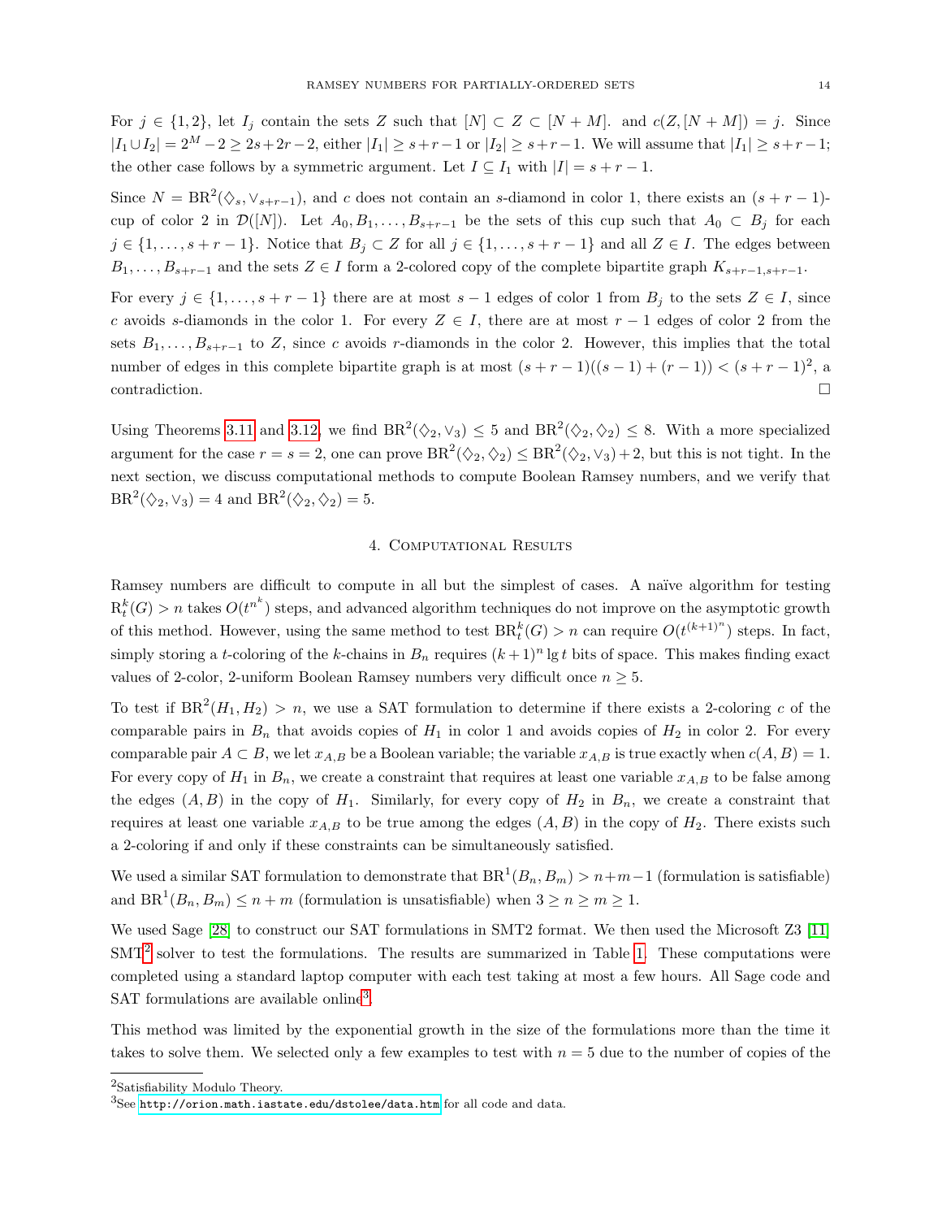For $j \in \{1, 2\}$, let $I_j$ contain the sets $Z$ such that $[N] \subset Z \subset [N + M]$. and $c(Z, [N + M]) = j$. Since $|I_1 \cup I_2| = 2^M - 2 \geq 2s + 2r - 2$, either $|I_1| \geq s + r - 1$ or $|I_2| \geq s + r - 1$. We will assume that $|I_1| \geq s + r - 1$; the other case follows by a symmetric argument. Let $I \subseteq I_1$ with $|I| = s + r - 1$.

Since $N = \mathrm{BR}^2(\diamondsuit_s, \vee_{s+r-1})$, and $c$ does not contain an $s$-diamond in color 1, there exists an $(s + r - 1)$-cup of color 2 in $\mathcal{D}([N])$. Let $A_0, B_1, \ldots, B_{s+r-1}$ be the sets of this cup such that $A_0 \subset B_j$ for each $j \in \{1, \ldots, s + r - 1\}$. Notice that $B_j \subset Z$ for all $j \in \{1, \ldots, s + r - 1\}$ and all $Z \in I$. The edges between $B_1, \ldots, B_{s+r-1}$ and the sets $Z \in I$ form a 2-colored copy of the complete bipartite graph $K_{s+r-1,s+r-1}$.

For every $j \in \{1, \ldots, s + r - 1\}$ there are at most $s - 1$ edges of color 1 from $B_j$ to the sets $Z \in I$, since $c$ avoids $s$-diamonds in the color 1. For every $Z \in I$, there are at most $r - 1$ edges of color 2 from the sets $B_1, \ldots, B_{s+r-1}$ to $Z$, since $c$ avoids $r$-diamonds in the color 2. However, this implies that the total number of edges in this complete bipartite graph is at most $(s + r - 1)((s - 1) + (r - 1)) < (s + r - 1)^2$, a contradiction. □

Using Theorems 3.11 and 3.12, we find $\mathrm{BR}^2(\diamondsuit_2, \vee_3) \leq 5$ and $\mathrm{BR}^2(\diamondsuit_2, \diamondsuit_2) \leq 8$. With a more specialized argument for the case $r = s = 2$, one can prove $\mathrm{BR}^2(\diamondsuit_2, \diamondsuit_2) \leq \mathrm{BR}^2(\diamondsuit_2, \vee_3) + 2$, but this is not tight. In the next section, we discuss computational methods to compute Boolean Ramsey numbers, and we verify that $\mathrm{BR}^2(\diamondsuit_2, \vee_3) = 4$ and $\mathrm{BR}^2(\diamondsuit_2, \diamondsuit_2) = 5$.

## 4. Computational Results

Ramsey numbers are difficult to compute in all but the simplest of cases. A naïve algorithm for testing $\mathrm{R}_t^k(G) > n$ takes $O(t^{n^k})$ steps, and advanced algorithm techniques do not improve on the asymptotic growth of this method. However, using the same method to test $\mathrm{BR}_t^k(G) > n$ can require $O(t^{(k+1)^n})$ steps. In fact, simply storing a $t$-coloring of the $k$-chains in $B_n$ requires $(k + 1)^n \lg t$ bits of space. This makes finding exact values of 2-color, 2-uniform Boolean Ramsey numbers very difficult once $n \geq 5$.

To test if $\mathrm{BR}^2(H_1, H_2) > n$, we use a SAT formulation to determine if there exists a 2-coloring $c$ of the comparable pairs in $B_n$ that avoids copies of $H_1$ in color 1 and avoids copies of $H_2$ in color 2. For every comparable pair $A \subset B$, we let $x_{A,B}$ be a Boolean variable; the variable $x_{A,B}$ is true exactly when $c(A, B) = 1$. For every copy of $H_1$ in $B_n$, we create a constraint that requires at least one variable $x_{A,B}$ to be false among the edges $(A, B)$ in the copy of $H_1$. Similarly, for every copy of $H_2$ in $B_n$, we create a constraint that requires at least one variable $x_{A,B}$ to be true among the edges $(A, B)$ in the copy of $H_2$. There exists such a 2-coloring if and only if these constraints can be simultaneously satisfied.

We used a similar SAT formulation to demonstrate that $\mathrm{BR}^1(B_n, B_m) > n+m-1$ (formulation is satisfiable) and $\mathrm{BR}^1(B_n, B_m) \leq n + m$ (formulation is unsatisfiable) when $3 \geq n \geq m \geq 1$.

We used Sage [28] to construct our SAT formulations in SMT2 format. We then used the Microsoft Z3 [11] SMT[2] solver to test the formulations. The results are summarized in Table 1. These computations were completed using a standard laptop computer with each test taking at most a few hours. All Sage code and SAT formulations are available online[3].

This method was limited by the exponential growth in the size of the formulations more than the time it takes to solve them. We selected only a few examples to test with $n = 5$ due to the number of copies of the

[2]Satisfiability Modulo Theory.

[3]See http://orion.math.iastate.edu/dstolee/data.htm for all code and data.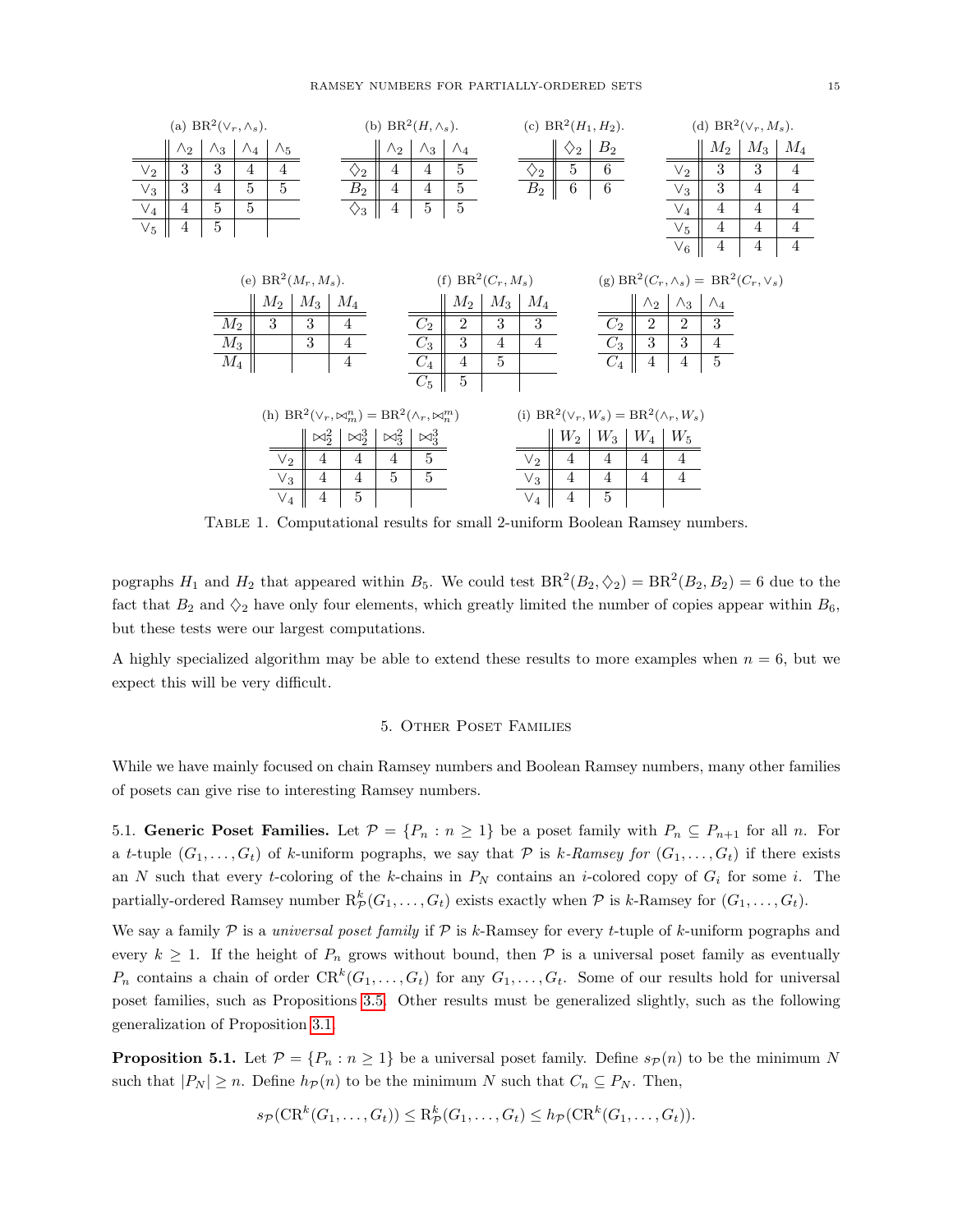(a) $\mathrm{BR}^2(\vee_r, \wedge_s)$.

| | $\wedge_2$ | $\wedge_3$ | $\wedge_4$ | $\wedge_5$ |
|---|---|---|---|---|
| $\vee_2$ | 3 | 3 | 4 | 4 |
| $\vee_3$ | 3 | 4 | 5 | 5 |
| $\vee_4$ | 4 | 5 | 5 | |
| $\vee_5$ | 4 | 5 | | |

(b) $\mathrm{BR}^2(H, \wedge_s)$.

| | $\wedge_2$ | $\wedge_3$ | $\wedge_4$ |
|---|---|---|---|
| $\Diamond_2$ | 4 | 4 | 5 |
| $B_2$ | 4 | 4 | 5 |
| $\Diamond_3$ | 4 | 5 | 5 |

(c) $\mathrm{BR}^2(H_1, H_2)$.

| | $\Diamond_2$ | $B_2$ |
|---|---|---|
| $\Diamond_2$ | 5 | 6 |
| $B_2$ | 6 | 6 |

(d) $\mathrm{BR}^2(\vee_r, M_s)$.

| | $M_2$ | $M_3$ | $M_4$ |
|---|---|---|---|
| $\vee_2$ | 3 | 3 | 4 |
| $\vee_3$ | 3 | 4 | 4 |
| $\vee_4$ | 4 | 4 | 4 |
| $\vee_5$ | 4 | 4 | 4 |
| $\vee_6$ | 4 | 4 | 4 |

(e) $\mathrm{BR}^2(M_r, M_s)$.

| | $M_2$ | $M_3$ | $M_4$ |
|---|---|---|---|
| $M_2$ | 3 | 3 | 4 |
| $M_3$ | | 3 | 4 |
| $M_4$ | | | 4 |

(f) $\mathrm{BR}^2(C_r, M_s)$

| | $M_2$ | $M_3$ | $M_4$ |
|---|---|---|---|
| $C_2$ | 2 | 3 | 3 |
| $C_3$ | 3 | 4 | 4 |
| $C_4$ | 4 | 5 | |
| $C_5$ | 5 | | |

(g) $\mathrm{BR}^2(C_r, \wedge_s) = \mathrm{BR}^2(C_r, \vee_s)$

| | $\wedge_2$ | $\wedge_3$ | $\wedge_4$ |
|---|---|---|---|
| $C_2$ | 2 | 2 | 3 |
| $C_3$ | 3 | 3 | 4 |
| $C_4$ | 4 | 4 | 5 |

(h) $\mathrm{BR}^2(\vee_r, \bowtie_m^n) = \mathrm{BR}^2(\wedge_r, \bowtie_n^m)$

| | $\bowtie_2^2$ | $\bowtie_2^3$ | $\bowtie_3^2$ | $\bowtie_3^3$ |
|---|---|---|---|---|
| $\vee_2$ | 4 | 4 | 4 | 5 |
| $\vee_3$ | 4 | 4 | 5 | 5 |
| $\vee_4$ | 4 | 5 | | |

(i) $\mathrm{BR}^2(\vee_r, W_s) = \mathrm{BR}^2(\wedge_r, W_s)$

| | $W_2$ | $W_3$ | $W_4$ | $W_5$ |
|---|---|---|---|---|
| $\vee_2$ | 4 | 4 | 4 | 4 |
| $\vee_3$ | 4 | 4 | 4 | 4 |
| $\vee_4$ | 4 | 5 | | |

Table 1. Computational results for small 2-uniform Boolean Ramsey numbers.

pographs $H_1$ and $H_2$ that appeared within $B_5$. We could test $\mathrm{BR}^2(B_2, \Diamond_2) = \mathrm{BR}^2(B_2, B_2) = 6$ due to the fact that $B_2$ and $\Diamond_2$ have only four elements, which greatly limited the number of copies appear within $B_6$, but these tests were our largest computations.

A highly specialized algorithm may be able to extend these results to more examples when $n = 6$, but we expect this will be very difficult.

## 5. Other Poset Families

While we have mainly focused on chain Ramsey numbers and Boolean Ramsey numbers, many other families of posets can give rise to interesting Ramsey numbers.

**5.1. Generic Poset Families.** Let $\mathcal{P} = \{P_n : n \geq 1\}$ be a poset family with $P_n \subseteq P_{n+1}$ for all $n$. For a $t$-tuple $(G_1, \ldots, G_t)$ of $k$-uniform pographs, we say that $\mathcal{P}$ is *$k$-Ramsey for* $(G_1, \ldots, G_t)$ if there exists an $N$ such that every $t$-coloring of the $k$-chains in $P_N$ contains an $i$-colored copy of $G_i$ for some $i$. The partially-ordered Ramsey number $\mathrm{R}^k_{\mathcal{P}}(G_1, \ldots, G_t)$ exists exactly when $\mathcal{P}$ is $k$-Ramsey for $(G_1, \ldots, G_t)$.

We say a family $\mathcal{P}$ is a *universal poset family* if $\mathcal{P}$ is $k$-Ramsey for every $t$-tuple of $k$-uniform pographs and every $k \geq 1$. If the height of $P_n$ grows without bound, then $\mathcal{P}$ is a universal poset family as eventually $P_n$ contains a chain of order $\mathrm{CR}^k(G_1, \ldots, G_t)$ for any $G_1, \ldots, G_t$. Some of our results hold for universal poset families, such as Propositions 3.5. Other results must be generalized slightly, such as the following generalization of Proposition 3.1.

**Proposition 5.1.** Let $\mathcal{P} = \{P_n : n \geq 1\}$ be a universal poset family. Define $s_{\mathcal{P}}(n)$ to be the minimum $N$ such that $|P_N| \geq n$. Define $h_{\mathcal{P}}(n)$ to be the minimum $N$ such that $C_n \subseteq P_N$. Then,

$$s_{\mathcal{P}}(\mathrm{CR}^k(G_1, \ldots, G_t)) \leq \mathrm{R}^k_{\mathcal{P}}(G_1, \ldots, G_t) \leq h_{\mathcal{P}}(\mathrm{CR}^k(G_1, \ldots, G_t)).$$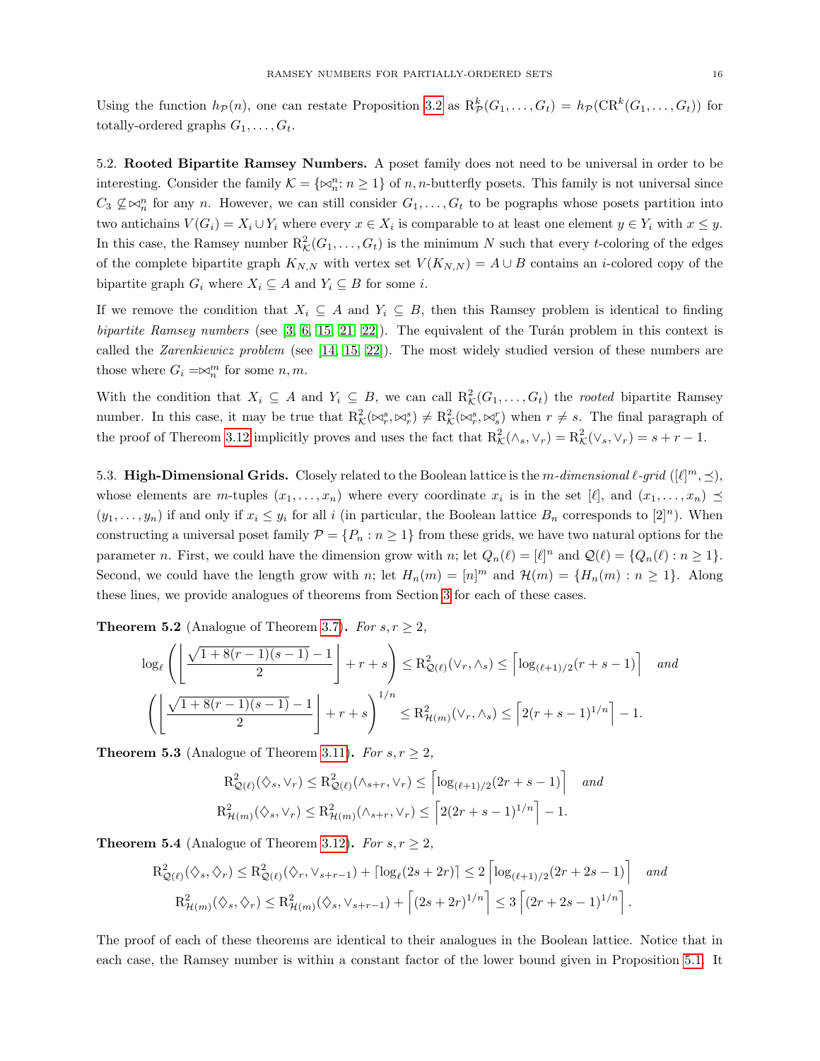Using the function $h_{\mathcal{P}}(n)$, one can restate Proposition 3.2 as $\mathrm{R}^k_{\mathcal{P}}(G_1,\dots,G_t) = h_{\mathcal{P}}(\mathrm{CR}^k(G_1,\dots,G_t))$ for totally-ordered graphs $G_1,\dots,G_t$.

5.2. **Rooted Bipartite Ramsey Numbers.** A poset family does not need to be universal in order to be interesting. Consider the family $\mathcal{K} = \{\bowtie^n_n : n \geq 1\}$ of $n,n$-butterfly posets. This family is not universal since $C_3 \not\subseteq \bowtie^n_n$ for any $n$. However, we can still consider $G_1,\dots,G_t$ to be pographs whose posets partition into two antichains $V(G_i) = X_i \cup Y_i$ where every $x \in X_i$ is comparable to at least one element $y \in Y_i$ with $x \leq y$. In this case, the Ramsey number $\mathrm{R}^2_{\mathcal{K}}(G_1,\dots,G_t)$ is the minimum $N$ such that every $t$-coloring of the edges of the complete bipartite graph $K_{N,N}$ with vertex set $V(K_{N,N}) = A \cup B$ contains an $i$-colored copy of the bipartite graph $G_i$ where $X_i \subseteq A$ and $Y_i \subseteq B$ for some $i$.

If we remove the condition that $X_i \subseteq A$ and $Y_i \subseteq B$, then this Ramsey problem is identical to finding *bipartite Ramsey numbers* (see [3, 6, 15, 21, 22]). The equivalent of the Turán problem in this context is called the *Zarenkiewicz problem* (see [14, 15, 22]). The most widely studied version of these numbers are those where $G_i = \bowtie^m_n$ for some $n,m$.

With the condition that $X_i \subseteq A$ and $Y_i \subseteq B$, we can call $\mathrm{R}^2_{\mathcal{K}}(G_1,\dots,G_t)$ the *rooted* bipartite Ramsey number. In this case, it may be true that $\mathrm{R}^2_{\mathcal{K}}(\bowtie^s_r, \bowtie^s_r) \neq \mathrm{R}^2_{\mathcal{K}}(\bowtie^s_r, \bowtie^r_s)$ when $r \neq s$. The final paragraph of the proof of Thereom 3.12 implicitly proves and uses the fact that $\mathrm{R}^2_{\mathcal{K}}(\wedge_s, \vee_r) = \mathrm{R}^2_{\mathcal{K}}(\vee_s, \vee_r) = s + r - 1$.

5.3. **High-Dimensional Grids.** Closely related to the Boolean lattice is the *$m$-dimensional $\ell$-grid* $([\ell]^m, \preceq)$, whose elements are $m$-tuples $(x_1,\dots,x_n)$ where every coordinate $x_i$ is in the set $[\ell]$, and $(x_1,\dots,x_n) \preceq (y_1,\dots,y_n)$ if and only if $x_i \leq y_i$ for all $i$ (in particular, the Boolean lattice $B_n$ corresponds to $[2]^n$). When constructing a universal poset family $\mathcal{P} = \{P_n : n \geq 1\}$ from these grids, we have two natural options for the parameter $n$. First, we could have the dimension grow with $n$; let $Q_n(\ell) = [\ell]^n$ and $\mathcal{Q}(\ell) = \{Q_n(\ell) : n \geq 1\}$. Second, we could have the length grow with $n$; let $H_n(m) = [n]^m$ and $\mathcal{H}(m) = \{H_n(m) : n \geq 1\}$. Along these lines, we provide analogues of theorems from Section 3 for each of these cases.

**Theorem 5.2** (Analogue of Theorem 3.7)**.** *For $s, r \geq 2$,*

$$\log_\ell\left(\left\lfloor \frac{\sqrt{1+8(r-1)(s-1)}-1}{2}\right\rfloor + r + s\right) \leq \mathrm{R}^2_{\mathcal{Q}(\ell)}(\vee_r, \wedge_s) \leq \left\lceil \log_{(\ell+1)/2}(r+s-1)\right\rceil \quad \text{and}$$

$$\left(\left\lfloor \frac{\sqrt{1+8(r-1)(s-1)}-1}{2}\right\rfloor + r + s\right)^{1/n} \leq \mathrm{R}^2_{\mathcal{H}(m)}(\vee_r, \wedge_s) \leq \left\lceil 2(r+s-1)^{1/n}\right\rceil - 1.$$

**Theorem 5.3** (Analogue of Theorem 3.11)**.** *For $s, r \geq 2$,*

$$\mathrm{R}^2_{\mathcal{Q}(\ell)}(\Diamond_s, \vee_r) \leq \mathrm{R}^2_{\mathcal{Q}(\ell)}(\wedge_{s+r}, \vee_r) \leq \left\lceil \log_{(\ell+1)/2}(2r+s-1)\right\rceil \quad \text{and}$$

$$\mathrm{R}^2_{\mathcal{H}(m)}(\Diamond_s, \vee_r) \leq \mathrm{R}^2_{\mathcal{H}(m)}(\wedge_{s+r}, \vee_r) \leq \left\lceil 2(2r+s-1)^{1/n}\right\rceil - 1.$$

**Theorem 5.4** (Analogue of Theorem 3.12)**.** *For $s, r \geq 2$,*

$$\mathrm{R}^2_{\mathcal{Q}(\ell)}(\Diamond_s, \Diamond_r) \leq \mathrm{R}^2_{\mathcal{Q}(\ell)}(\Diamond_r, \vee_{s+r-1}) + \lceil \log_\ell(2s+2r)\rceil \leq 2\left\lceil \log_{(\ell+1)/2}(2r+2s-1)\right\rceil \quad \text{and}$$

$$\mathrm{R}^2_{\mathcal{H}(m)}(\Diamond_s, \Diamond_r) \leq \mathrm{R}^2_{\mathcal{H}(m)}(\Diamond_s, \vee_{s+r-1}) + \left\lceil (2s+2r)^{1/n}\right\rceil \leq 3\left\lceil (2r+2s-1)^{1/n}\right\rceil.$$

The proof of each of these theorems are identical to their analogues in the Boolean lattice. Notice that in each case, the Ramsey number is within a constant factor of the lower bound given in Proposition 5.1. It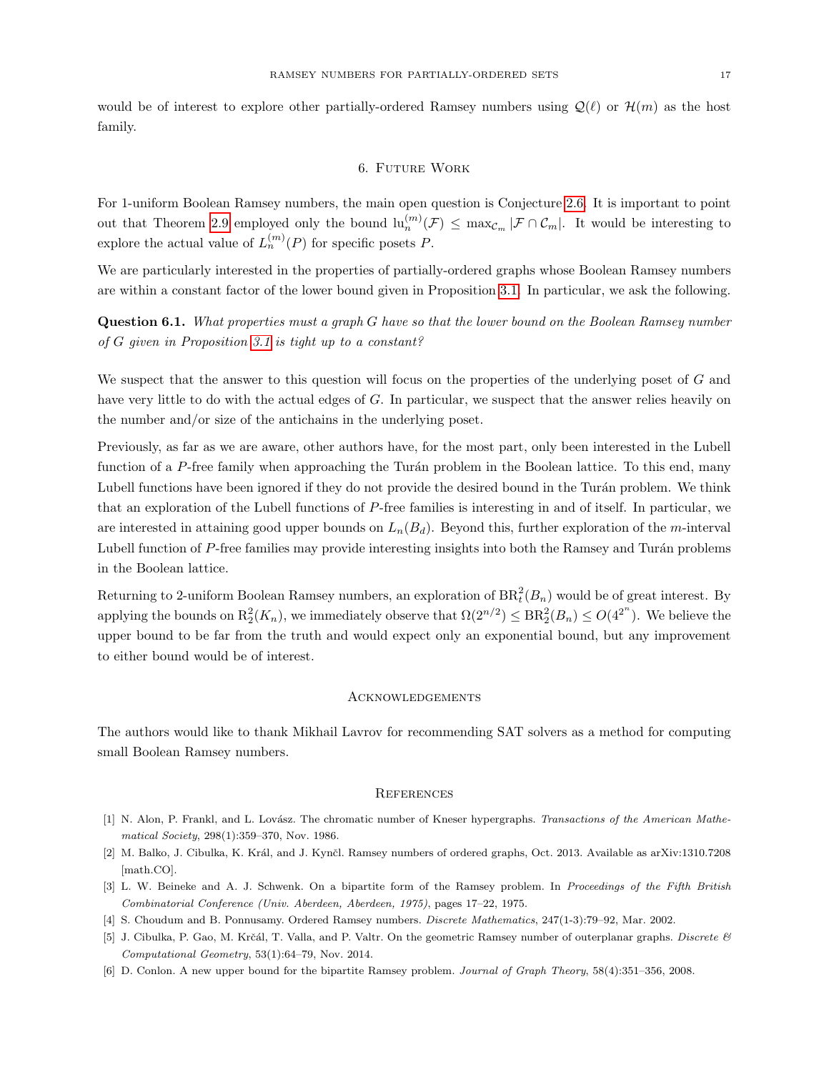would be of interest to explore other partially-ordered Ramsey numbers using $\mathcal{Q}(\ell)$ or $\mathcal{H}(m)$ as the host family.

## 6. Future Work

For 1-uniform Boolean Ramsey numbers, the main open question is Conjecture 2.6. It is important to point out that Theorem 2.9 employed only the bound $\mathrm{lu}_n^{(m)}(\mathcal{F}) \leq \max_{\mathcal{C}_m} |\mathcal{F} \cap \mathcal{C}_m|$. It would be interesting to explore the actual value of $L_n^{(m)}(P)$ for specific posets $P$.

We are particularly interested in the properties of partially-ordered graphs whose Boolean Ramsey numbers are within a constant factor of the lower bound given in Proposition 3.1. In particular, we ask the following.

**Question 6.1.** *What properties must a graph $G$ have so that the lower bound on the Boolean Ramsey number of $G$ given in Proposition 3.1 is tight up to a constant?*

We suspect that the answer to this question will focus on the properties of the underlying poset of $G$ and have very little to do with the actual edges of $G$. In particular, we suspect that the answer relies heavily on the number and/or size of the antichains in the underlying poset.

Previously, as far as we are aware, other authors have, for the most part, only been interested in the Lubell function of a $P$-free family when approaching the Turán problem in the Boolean lattice. To this end, many Lubell functions have been ignored if they do not provide the desired bound in the Turán problem. We think that an exploration of the Lubell functions of $P$-free families is interesting in and of itself. In particular, we are interested in attaining good upper bounds on $L_n(B_d)$. Beyond this, further exploration of the $m$-interval Lubell function of $P$-free families may provide interesting insights into both the Ramsey and Turán problems in the Boolean lattice.

Returning to 2-uniform Boolean Ramsey numbers, an exploration of $\mathrm{BR}_t^2(B_n)$ would be of great interest. By applying the bounds on $\mathrm{R}_2^2(K_n)$, we immediately observe that $\Omega(2^{n/2}) \leq \mathrm{BR}_2^2(B_n) \leq O(4^{2^n})$. We believe the upper bound to be far from the truth and would expect only an exponential bound, but any improvement to either bound would be of interest.

## Acknowledgements

The authors would like to thank Mikhail Lavrov for recommending SAT solvers as a method for computing small Boolean Ramsey numbers.

## References

[1] N. Alon, P. Frankl, and L. Lovász. The chromatic number of Kneser hypergraphs. *Transactions of the American Mathematical Society*, 298(1):359–370, Nov. 1986.

[2] M. Balko, J. Cibulka, K. Král, and J. Kynčl. Ramsey numbers of ordered graphs, Oct. 2013. Available as arXiv:1310.7208 [math.CO].

[3] L. W. Beineke and A. J. Schwenk. On a bipartite form of the Ramsey problem. In *Proceedings of the Fifth British Combinatorial Conference (Univ. Aberdeen, Aberdeen, 1975)*, pages 17–22, 1975.

[4] S. Choudum and B. Ponnusamy. Ordered Ramsey numbers. *Discrete Mathematics*, 247(1-3):79–92, Mar. 2002.

[5] J. Cibulka, P. Gao, M. Krčál, T. Valla, and P. Valtr. On the geometric Ramsey number of outerplanar graphs. *Discrete & Computational Geometry*, 53(1):64–79, Nov. 2014.

[6] D. Conlon. A new upper bound for the bipartite Ramsey problem. *Journal of Graph Theory*, 58(4):351–356, 2008.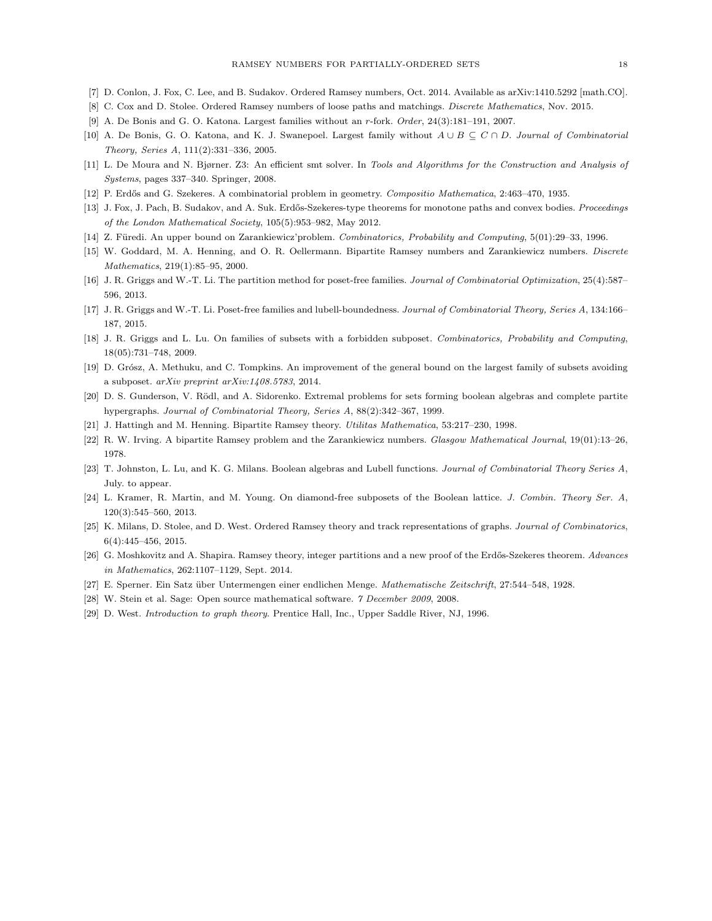[7] D. Conlon, J. Fox, C. Lee, and B. Sudakov. Ordered Ramsey numbers, Oct. 2014. Available as arXiv:1410.5292 [math.CO].

[8] C. Cox and D. Stolee. Ordered Ramsey numbers of loose paths and matchings. *Discrete Mathematics*, Nov. 2015.

[9] A. De Bonis and G. O. Katona. Largest families without an $r$-fork. *Order*, 24(3):181–191, 2007.

[10] A. De Bonis, G. O. Katona, and K. J. Swanepoel. Largest family without $A \cup B \subseteq C \cap D$. *Journal of Combinatorial Theory, Series A*, 111(2):331–336, 2005.

[11] L. De Moura and N. Bjørner. Z3: An efficient smt solver. In *Tools and Algorithms for the Construction and Analysis of Systems*, pages 337–340. Springer, 2008.

[12] P. Erdős and G. Szekeres. A combinatorial problem in geometry. *Compositio Mathematica*, 2:463–470, 1935.

[13] J. Fox, J. Pach, B. Sudakov, and A. Suk. Erdős-Szekeres-type theorems for monotone paths and convex bodies. *Proceedings of the London Mathematical Society*, 105(5):953–982, May 2012.

[14] Z. Füredi. An upper bound on Zarankiewicz'problem. *Combinatorics, Probability and Computing*, 5(01):29–33, 1996.

[15] W. Goddard, M. A. Henning, and O. R. Oellermann. Bipartite Ramsey numbers and Zarankiewicz numbers. *Discrete Mathematics*, 219(1):85–95, 2000.

[16] J. R. Griggs and W.-T. Li. The partition method for poset-free families. *Journal of Combinatorial Optimization*, 25(4):587–596, 2013.

[17] J. R. Griggs and W.-T. Li. Poset-free families and lubell-boundedness. *Journal of Combinatorial Theory, Series A*, 134:166–187, 2015.

[18] J. R. Griggs and L. Lu. On families of subsets with a forbidden subposet. *Combinatorics, Probability and Computing*, 18(05):731–748, 2009.

[19] D. Grósz, A. Methuku, and C. Tompkins. An improvement of the general bound on the largest family of subsets avoiding a subposet. *arXiv preprint arXiv:1408.5783*, 2014.

[20] D. S. Gunderson, V. Rödl, and A. Sidorenko. Extremal problems for sets forming boolean algebras and complete partite hypergraphs. *Journal of Combinatorial Theory, Series A*, 88(2):342–367, 1999.

[21] J. Hattingh and M. Henning. Bipartite Ramsey theory. *Utilitas Mathematica*, 53:217–230, 1998.

[22] R. W. Irving. A bipartite Ramsey problem and the Zarankiewicz numbers. *Glasgow Mathematical Journal*, 19(01):13–26, 1978.

[23] T. Johnston, L. Lu, and K. G. Milans. Boolean algebras and Lubell functions. *Journal of Combinatorial Theory Series A*, July. to appear.

[24] L. Kramer, R. Martin, and M. Young. On diamond-free subposets of the Boolean lattice. *J. Combin. Theory Ser. A*, 120(3):545–560, 2013.

[25] K. Milans, D. Stolee, and D. West. Ordered Ramsey theory and track representations of graphs. *Journal of Combinatorics*, 6(4):445–456, 2015.

[26] G. Moshkovitz and A. Shapira. Ramsey theory, integer partitions and a new proof of the Erdős-Szekeres theorem. *Advances in Mathematics*, 262:1107–1129, Sept. 2014.

[27] E. Sperner. Ein Satz über Untermengen einer endlichen Menge. *Mathematische Zeitschrift*, 27:544–548, 1928.

[28] W. Stein et al. Sage: Open source mathematical software. *7 December 2009*, 2008.

[29] D. West. *Introduction to graph theory*. Prentice Hall, Inc., Upper Saddle River, NJ, 1996.